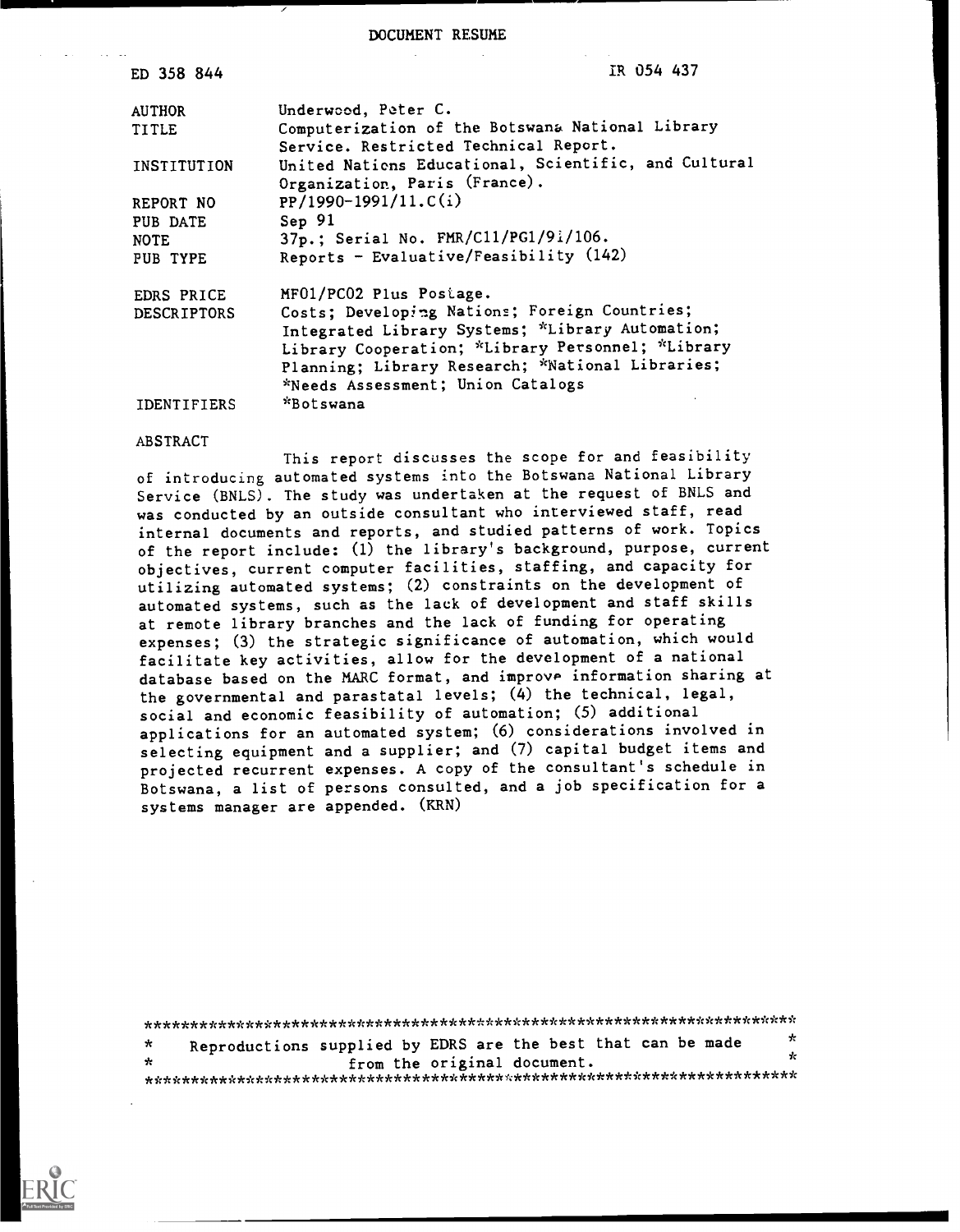# DOCUMENT RESUME

| | |
|---|---|
| ED 358 844 | IR 054 437 |
| AUTHOR | Underwood, Peter C. |
| TITLE | Computerization of the Botswana National Library Service. Restricted Technical Report. |
| INSTITUTION | United Nations Educational, Scientific, and Cultural Organization, Paris (France). |
| REPORT NO | PP/1990-1991/11.C(i) |
| PUB DATE | Sep 91 |
| NOTE | 37p.; Serial No. FMR/C11/PG1/91/106. |
| PUB TYPE | Reports - Evaluative/Feasibility (142) |
| EDRS PRICE | MF01/PC02 Plus Postage. |
| DESCRIPTORS | Costs; Developing Nations; Foreign Countries; Integrated Library Systems; *Library Automation; Library Cooperation; *Library Personnel; *Library Planning; Library Research; *National Libraries; *Needs Assessment; Union Catalogs |
| IDENTIFIERS | *Botswana |

## ABSTRACT

This report discusses the scope for and feasibility of introducing automated systems into the Botswana National Library Service (BNLS). The study was undertaken at the request of BNLS and was conducted by an outside consultant who interviewed staff, read internal documents and reports, and studied patterns of work. Topics of the report include: (1) the library's background, purpose, current objectives, current computer facilities, staffing, and capacity for utilizing automated systems; (2) constraints on the development of automated systems, such as the lack of development and staff skills at remote library branches and the lack of funding for operating expenses; (3) the strategic significance of automation, which would facilitate key activities, allow for the development of a national database based on the MARC format, and improve information sharing at the governmental and parastatal levels; (4) the technical, legal, social and economic feasibility of automation; (5) additional applications for an automated system; (6) considerations involved in selecting equipment and a supplier; and (7) capital budget items and projected recurrent expenses. A copy of the consultant's schedule in Botswana, a list of persons consulted, and a job specification for a systems manager are appended. (KRN)

***********************************************************************
* Reproductions supplied by EDRS are the best that can be made *
* from the original document. *
***********************************************************************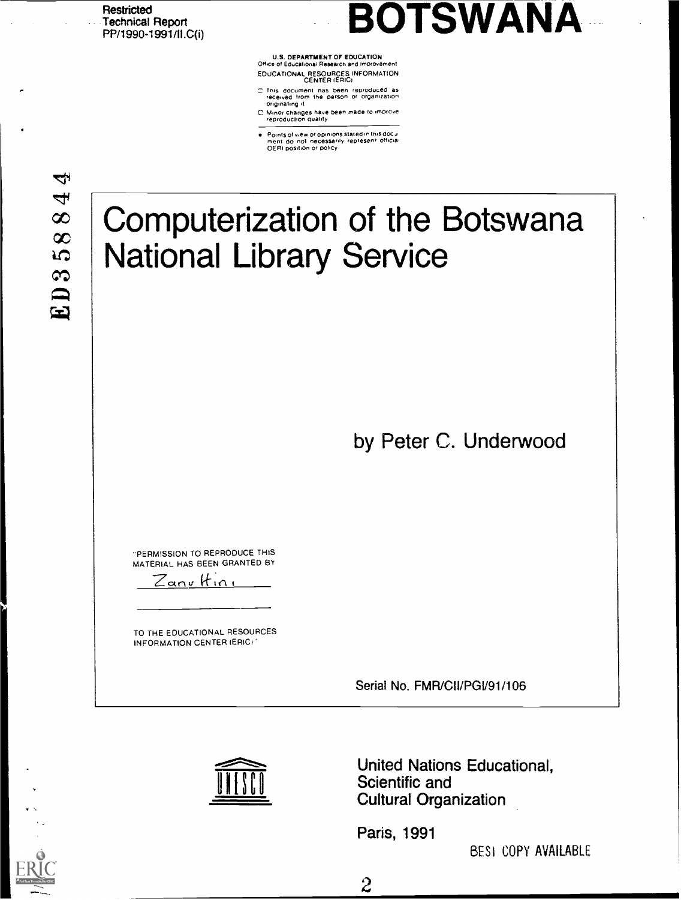Restricted
Technical Report
PP/1990-1991/II.C(i)

# BOTSWANA

U.S. DEPARTMENT OF EDUCATION
Office of Educational Research and Improvement
EDUCATIONAL RESOURCES INFORMATION CENTER (ERIC)

- This document has been reproduced as received from the person or organization originating it
- Minor changes have been made to improve reproduction quality
- Points of view or opinions stated in this document do not necessarily represent official OERI position or policy

ED358844

# Computerization of the Botswana National Library Service

by Peter C. Underwood

"PERMISSION TO REPRODUCE THIS MATERIAL HAS BEEN GRANTED BY

Zanutini

TO THE EDUCATIONAL RESOURCES INFORMATION CENTER (ERIC)"

Serial No. FMR/CII/PGI/91/106

United Nations Educational, Scientific and Cultural Organization

Paris, 1991

BEST COPY AVAILABLE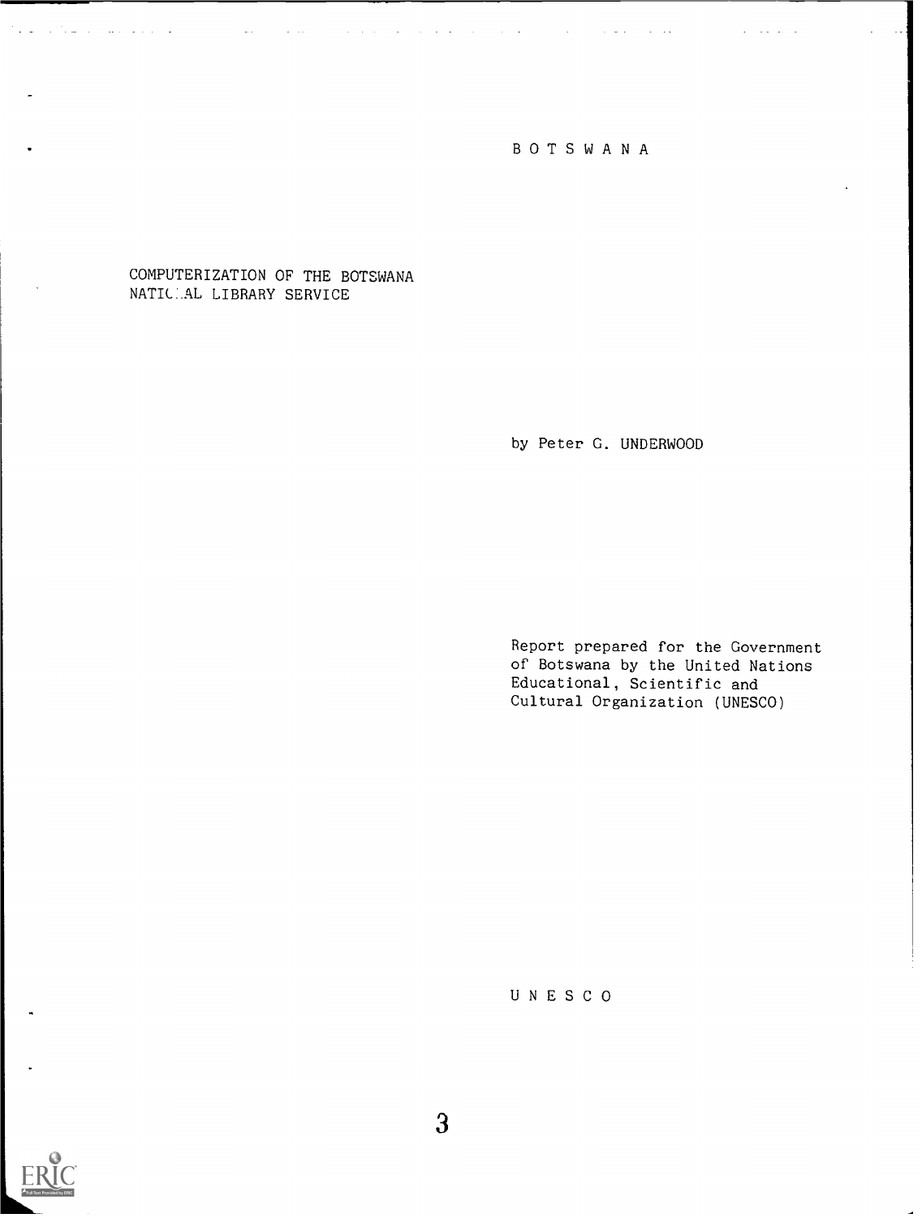BOTSWANA

# COMPUTERIZATION OF THE BOTSWANA NATIONAL LIBRARY SERVICE

by Peter G. UNDERWOOD

Report prepared for the Government of Botswana by the United Nations Educational, Scientific and Cultural Organization (UNESCO)

UNESCO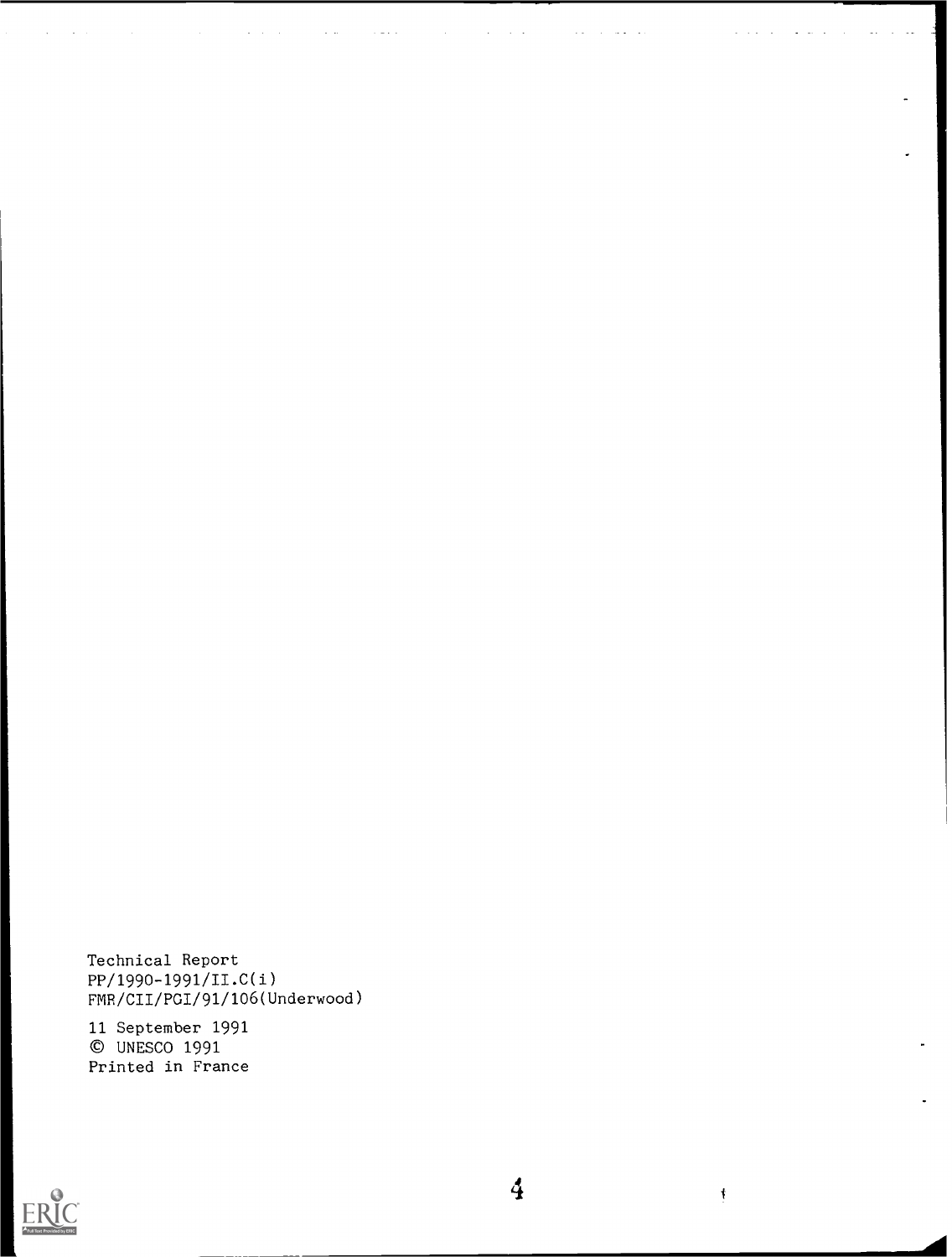Technical Report
PP/1990-1991/II.C(i)
FMR/CII/PGI/91/106(Underwood)

11 September 1991
© UNESCO 1991
Printed in France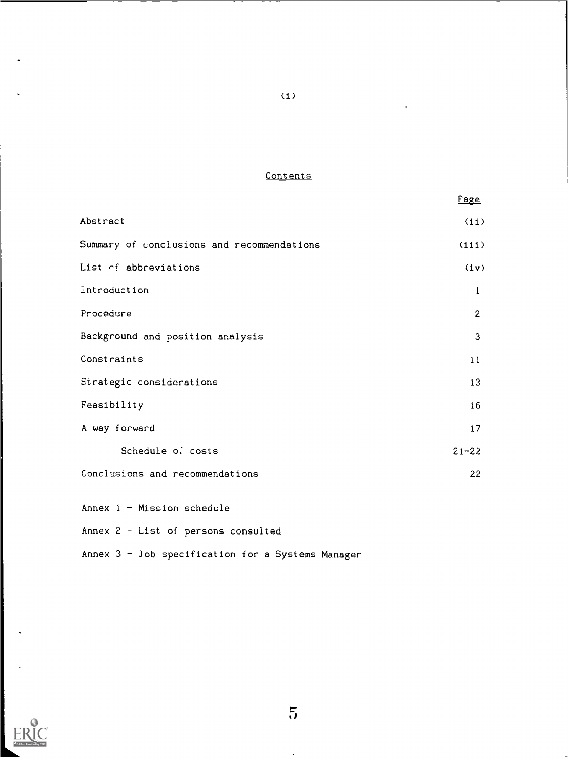## Contents

| | Page |
|---|---|
| Abstract | (ii) |
| Summary of conclusions and recommendations | (iii) |
| List of abbreviations | (iv) |
| Introduction | 1 |
| Procedure | 2 |
| Background and position analysis | 3 |
| Constraints | 11 |
| Strategic considerations | 13 |
| Feasibility | 16 |
| A way forward | 17 |
| Schedule of costs | 21-22 |
| Conclusions and recommendations | 22 |

Annex 1 - Mission schedule

Annex 2 - List of persons consulted

Annex 3 - Job specification for a Systems Manager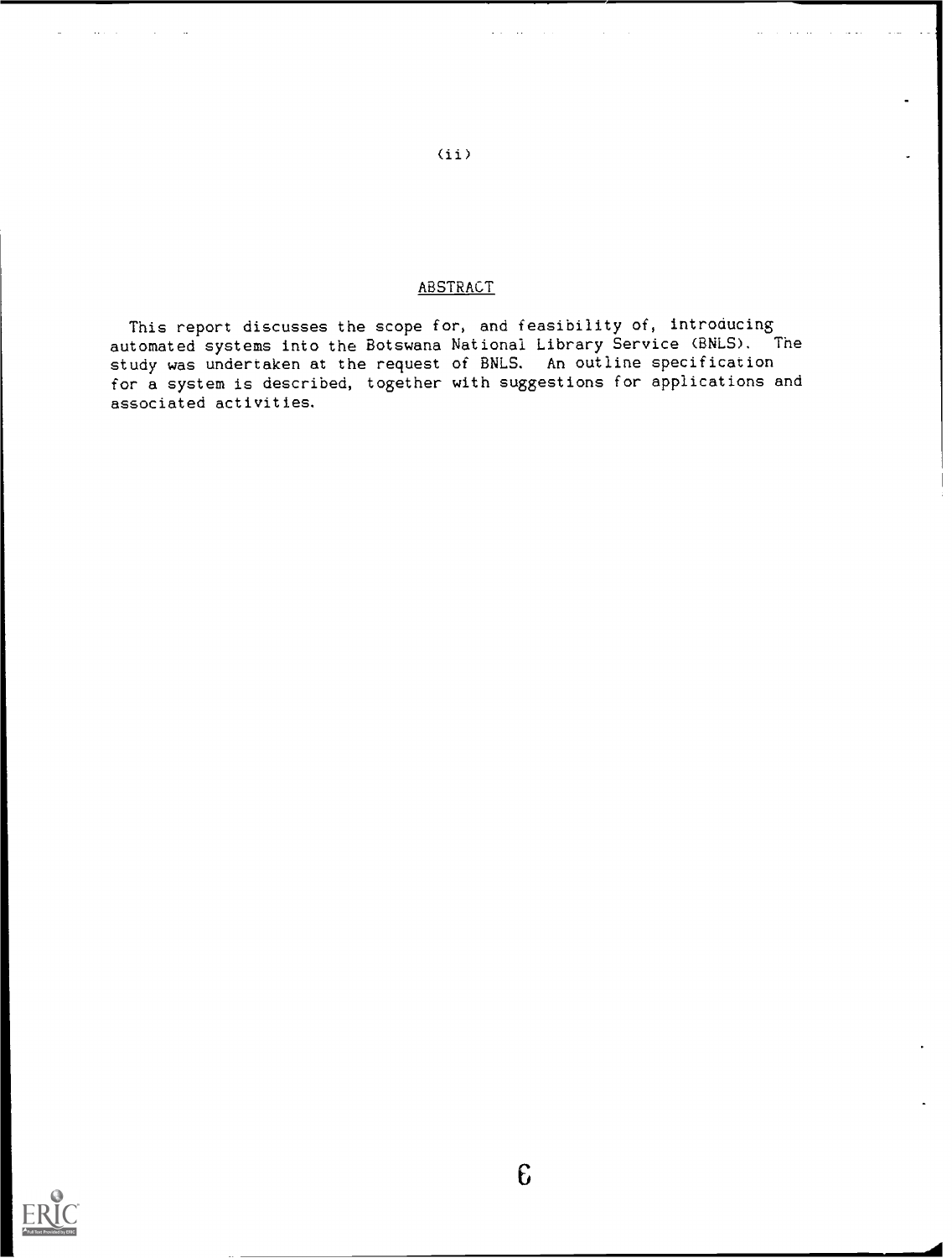## ABSTRACT

This report discusses the scope for, and feasibility of, introducing automated systems into the Botswana National Library Service (BNLS). The study was undertaken at the request of BNLS. An outline specification for a system is described, together with suggestions for applications and associated activities.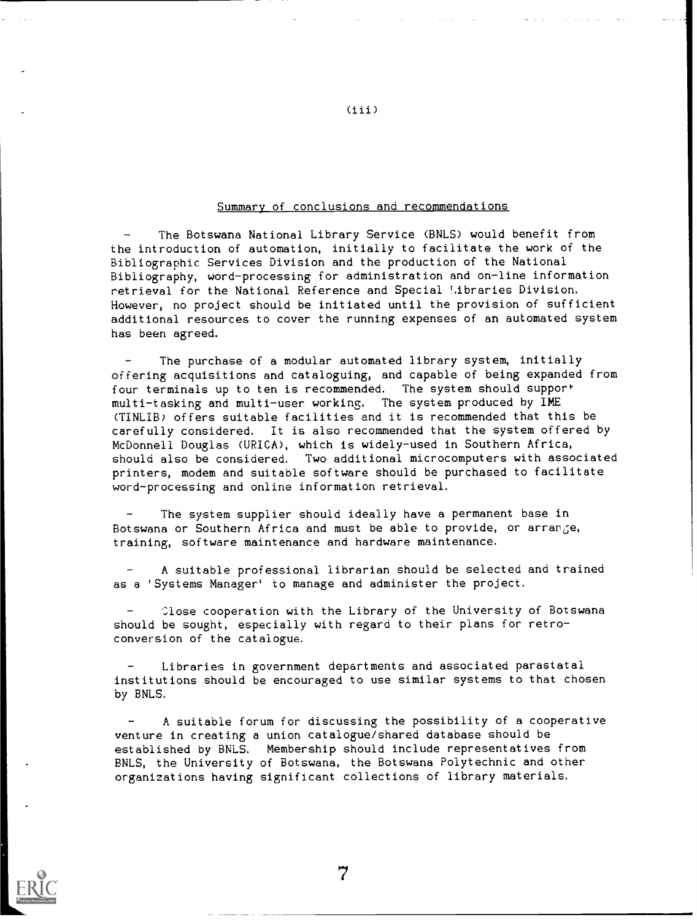## Summary of conclusions and recommendations

- The Botswana National Library Service (BNLS) would benefit from the introduction of automation, initially to facilitate the work of the Bibliographic Services Division and the production of the National Bibliography, word-processing for administration and on-line information retrieval for the National Reference and Special Libraries Division. However, no project should be initiated until the provision of sufficient additional resources to cover the running expenses of an automated system has been agreed.

- The purchase of a modular automated library system, initially offering acquisitions and cataloguing, and capable of being expanded from four terminals up to ten is recommended. The system should support multi-tasking and multi-user working. The system produced by IME (TINLIB) offers suitable facilities and it is recommended that this be carefully considered. It is also recommended that the system offered by McDonnell Douglas (URICA), which is widely-used in Southern Africa, should also be considered. Two additional microcomputers with associated printers, modem and suitable software should be purchased to facilitate word-processing and online information retrieval.

- The system supplier should ideally have a permanent base in Botswana or Southern Africa and must be able to provide, or arrange, training, software maintenance and hardware maintenance.

- A suitable professional librarian should be selected and trained as a 'Systems Manager' to manage and administer the project.

- Close cooperation with the Library of the University of Botswana should be sought, especially with regard to their plans for retro-conversion of the catalogue.

- Libraries in government departments and associated parastatal institutions should be encouraged to use similar systems to that chosen by BNLS.

- A suitable forum for discussing the possibility of a cooperative venture in creating a union catalogue/shared database should be established by BNLS. Membership should include representatives from BNLS, the University of Botswana, the Botswana Polytechnic and other organizations having significant collections of library materials.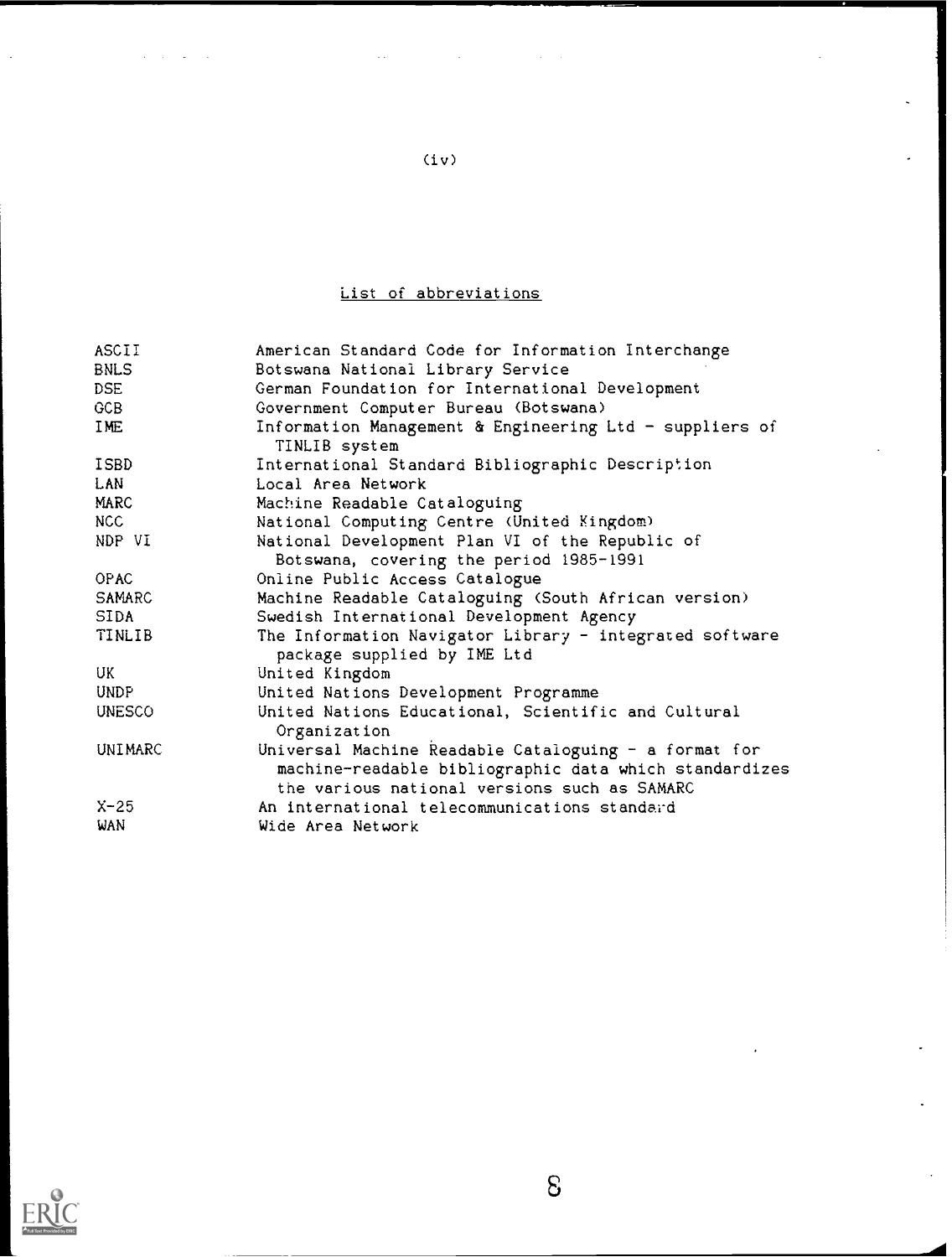## List of abbreviations

| | |
|---|---|
| ASCII | American Standard Code for Information Interchange |
| BNLS | Botswana National Library Service |
| DSE | German Foundation for International Development |
| GCB | Government Computer Bureau (Botswana) |
| IME | Information Management & Engineering Ltd - suppliers of TINLIB system |
| ISBD | International Standard Bibliographic Description |
| LAN | Local Area Network |
| MARC | Machine Readable Cataloguing |
| NCC | National Computing Centre (United Kingdom) |
| NDP VI | National Development Plan VI of the Republic of Botswana, covering the period 1985-1991 |
| OPAC | Online Public Access Catalogue |
| SAMARC | Machine Readable Cataloguing (South African version) |
| SIDA | Swedish International Development Agency |
| TINLIB | The Information Navigator Library - integrated software package supplied by IME Ltd |
| UK | United Kingdom |
| UNDP | United Nations Development Programme |
| UNESCO | United Nations Educational, Scientific and Cultural Organization |
| UNIMARC | Universal Machine Readable Cataloguing - a format for machine-readable bibliographic data which standardizes the various national versions such as SAMARC |
| X-25 | An international telecommunications standard |
| WAN | Wide Area Network |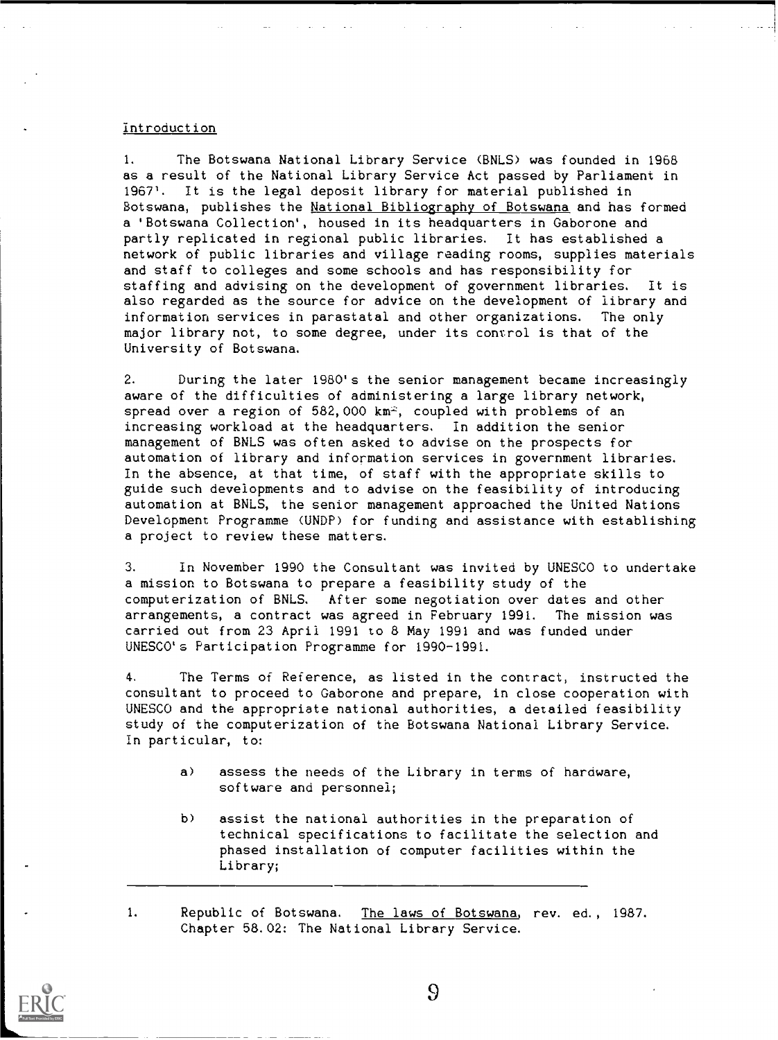## Introduction

1. The Botswana National Library Service (BNLS) was founded in 1968 as a result of the National Library Service Act passed by Parliament in 1967[1]. It is the legal deposit library for material published in Botswana, publishes the National Bibliography of Botswana and has formed a 'Botswana Collection', housed in its headquarters in Gaborone and partly replicated in regional public libraries. It has established a network of public libraries and village reading rooms, supplies materials and staff to colleges and some schools and has responsibility for staffing and advising on the development of government libraries. It is also regarded as the source for advice on the development of library and information services in parastatal and other organizations. The only major library not, to some degree, under its control is that of the University of Botswana.

2. During the later 1980's the senior management became increasingly aware of the difficulties of administering a large library network, spread over a region of 582,000 $km^2$, coupled with problems of an increasing workload at the headquarters. In addition the senior management of BNLS was often asked to advise on the prospects for automation of library and information services in government libraries. In the absence, at that time, of staff with the appropriate skills to guide such developments and to advise on the feasibility of introducing automation at BNLS, the senior management approached the United Nations Development Programme (UNDP) for funding and assistance with establishing a project to review these matters.

3. In November 1990 the Consultant was invited by UNESCO to undertake a mission to Botswana to prepare a feasibility study of the computerization of BNLS. After some negotiation over dates and other arrangements, a contract was agreed in February 1991. The mission was carried out from 23 April 1991 to 8 May 1991 and was funded under UNESCO's Participation Programme for 1990-1991.

4. The Terms of Reference, as listed in the contract, instructed the consultant to proceed to Gaborone and prepare, in close cooperation with UNESCO and the appropriate national authorities, a detailed feasibility study of the computerization of the Botswana National Library Service. In particular, to:

   a) assess the needs of the Library in terms of hardware, software and personnel;

   b) assist the national authorities in the preparation of technical specifications to facilitate the selection and phased installation of computer facilities within the Library;

---

1. Republic of Botswana. The laws of Botswana, rev. ed., 1987. Chapter 58.02: The National Library Service.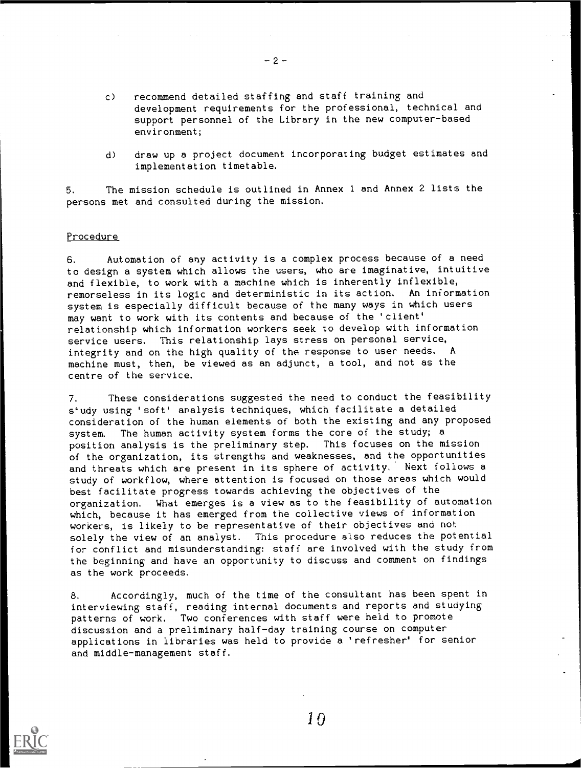c) recommend detailed staffing and staff training and development requirements for the professional, technical and support personnel of the Library in the new computer-based environment;

d) draw up a project document incorporating budget estimates and implementation timetable.

5. The mission schedule is outlined in Annex 1 and Annex 2 lists the persons met and consulted during the mission.

## Procedure

6. Automation of any activity is a complex process because of a need to design a system which allows the users, who are imaginative, intuitive and flexible, to work with a machine which is inherently inflexible, remorseless in its logic and deterministic in its action. An information system is especially difficult because of the many ways in which users may want to work with its contents and because of the 'client' relationship which information workers seek to develop with information service users. This relationship lays stress on personal service, integrity and on the high quality of the response to user needs. A machine must, then, be viewed as an adjunct, a tool, and not as the centre of the service.

7. These considerations suggested the need to conduct the feasibility study using 'soft' analysis techniques, which facilitate a detailed consideration of the human elements of both the existing and any proposed system. The human activity system forms the core of the study; a position analysis is the preliminary step. This focuses on the mission of the organization, its strengths and weaknesses, and the opportunities and threats which are present in its sphere of activity. Next follows a study of workflow, where attention is focused on those areas which would best facilitate progress towards achieving the objectives of the organization. What emerges is a view as to the feasibility of automation which, because it has emerged from the collective views of information workers, is likely to be representative of their objectives and not solely the view of an analyst. This procedure also reduces the potential for conflict and misunderstanding: staff are involved with the study from the beginning and have an opportunity to discuss and comment on findings as the work proceeds.

8. Accordingly, much of the time of the consultant has been spent in interviewing staff, reading internal documents and reports and studying patterns of work. Two conferences with staff were held to promote discussion and a preliminary half-day training course on computer applications in libraries was held to provide a 'refresher' for senior and middle-management staff.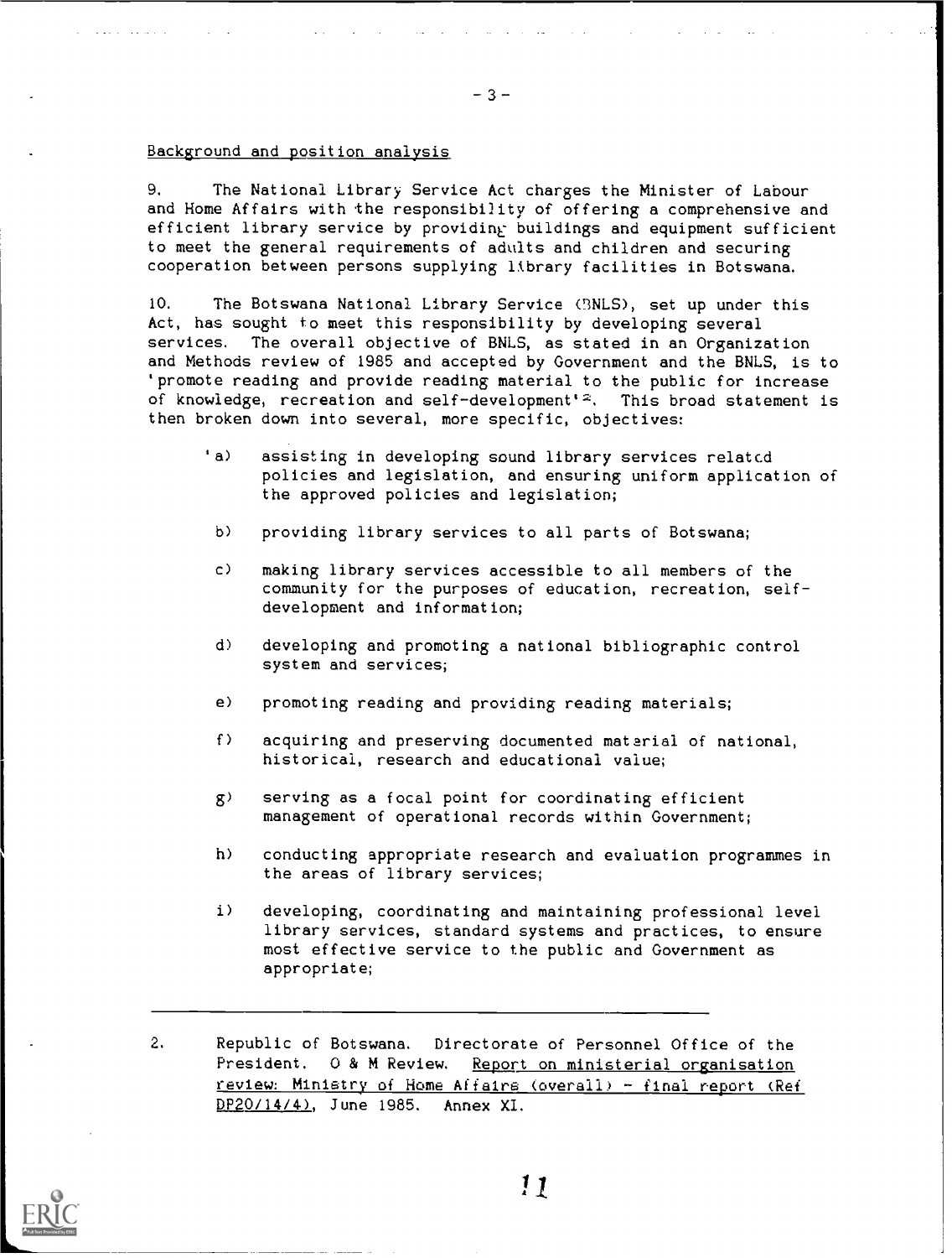Background and position analysis

9. The National Library Service Act charges the Minister of Labour and Home Affairs with the responsibility of offering a comprehensive and efficient library service by providing buildings and equipment sufficient to meet the general requirements of adults and children and securing cooperation between persons supplying library facilities in Botswana.

10. The Botswana National Library Service (BNLS), set up under this Act, has sought to meet this responsibility by developing several services. The overall objective of BNLS, as stated in an Organization and Methods review of 1985 and accepted by Government and the BNLS, is to 'promote reading and provide reading material to the public for increase of knowledge, recreation and self-development'[2]. This broad statement is then broken down into several, more specific, objectives:

- 'a) assisting in developing sound library services related policies and legislation, and ensuring uniform application of the approved policies and legislation;
- b) providing library services to all parts of Botswana;
- c) making library services accessible to all members of the community for the purposes of education, recreation, self-development and information;
- d) developing and promoting a national bibliographic control system and services;
- e) promoting reading and providing reading materials;
- f) acquiring and preserving documented material of national, historical, research and educational value;
- g) serving as a focal point for coordinating efficient management of operational records within Government;
- h) conducting appropriate research and evaluation programmes in the areas of library services;
- i) developing, coordinating and maintaining professional level library services, standard systems and practices, to ensure most effective service to the public and Government as appropriate;

---

2. Republic of Botswana. Directorate of Personnel Office of the President. O & M Review. Report on ministerial organisation review: Ministry of Home Affairs (overall) - final report (Ref DP20/14/4), June 1985. Annex XI.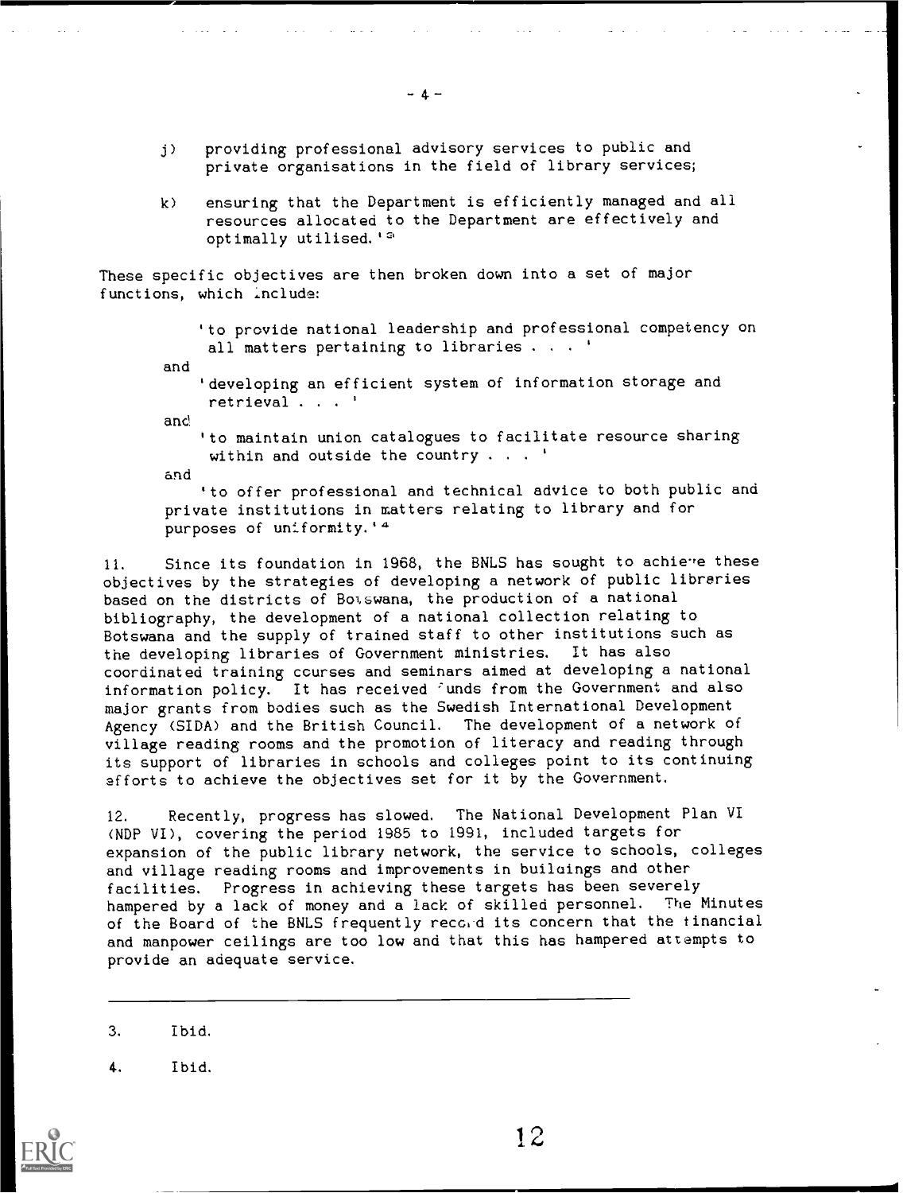j) providing professional advisory services to public and private organisations in the field of library services;

k) ensuring that the Department is efficiently managed and all resources allocated to the Department are effectively and optimally utilised.'[3]

These specific objectives are then broken down into a set of major functions, which include:

> 'to provide national leadership and professional competency on all matters pertaining to libraries . . . '
>
> and
>
> 'developing an efficient system of information storage and retrieval . . . '
>
> and
>
> 'to maintain union catalogues to facilitate resource sharing within and outside the country . . . '
>
> and
>
> 'to offer professional and technical advice to both public and private institutions in matters relating to library and for purposes of uniformity.'[4]

11. Since its foundation in 1968, the BNLS has sought to achieve these objectives by the strategies of developing a network of public libraries based on the districts of Botswana, the production of a national bibliography, the development of a national collection relating to Botswana and the supply of trained staff to other institutions such as the developing libraries of Government ministries. It has also coordinated training courses and seminars aimed at developing a national information policy. It has received funds from the Government and also major grants from bodies such as the Swedish International Development Agency (SIDA) and the British Council. The development of a network of village reading rooms and the promotion of literacy and reading through its support of libraries in schools and colleges point to its continuing efforts to achieve the objectives set for it by the Government.

12. Recently, progress has slowed. The National Development Plan VI (NDP VI), covering the period 1985 to 1991, included targets for expansion of the public library network, the service to schools, colleges and village reading rooms and improvements in buildings and other facilities. Progress in achieving these targets has been severely hampered by a lack of money and a lack of skilled personnel. The Minutes of the Board of the BNLS frequently record its concern that the financial and manpower ceilings are too low and that this has hampered attempts to provide an adequate service.

---

3. Ibid.

4. Ibid.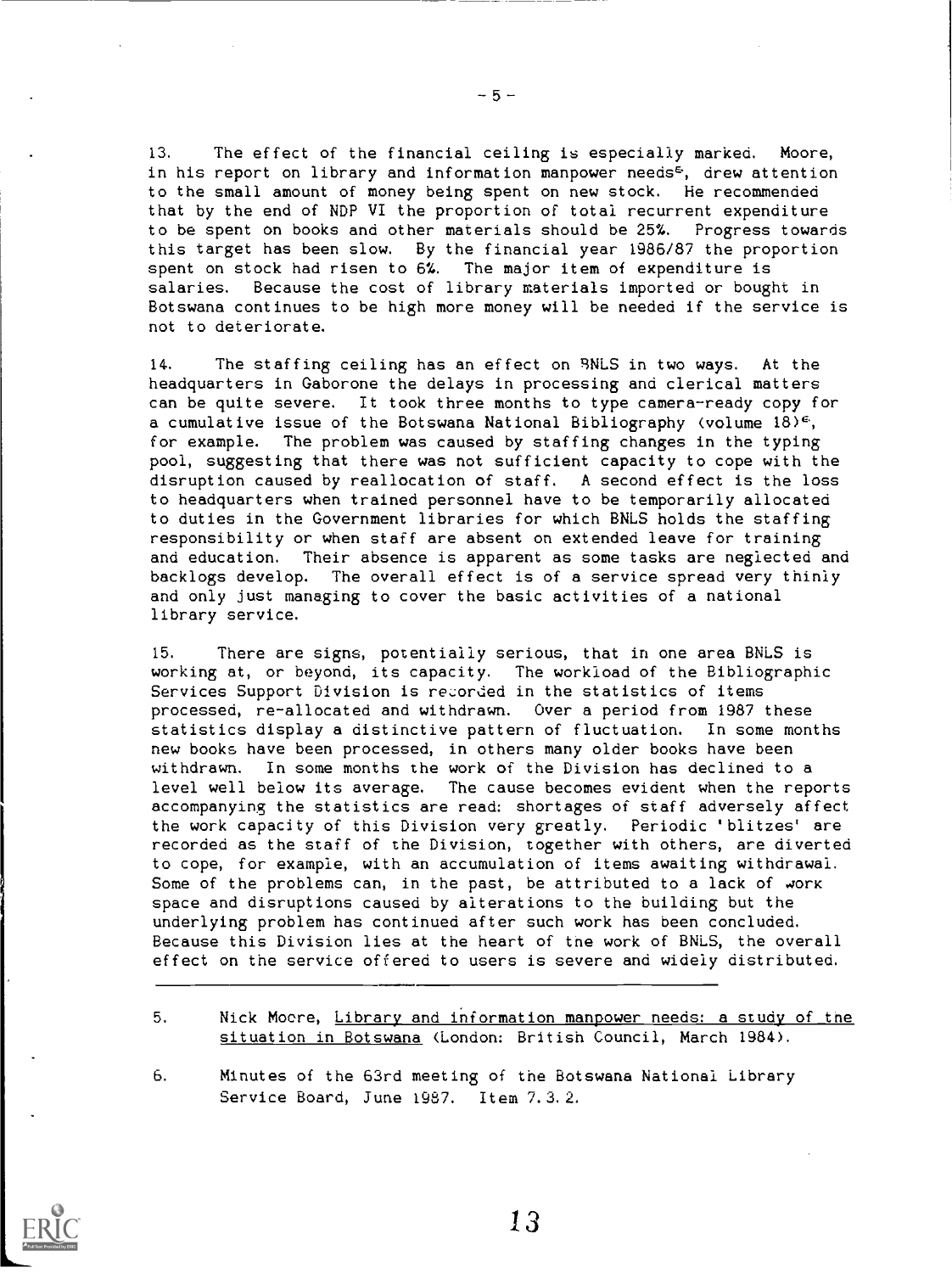13. The effect of the financial ceiling is especially marked. Moore, in his report on library and information manpower needs[5], drew attention to the small amount of money being spent on new stock. He recommended that by the end of NDP VI the proportion of total recurrent expenditure to be spent on books and other materials should be 25%. Progress towards this target has been slow. By the financial year 1986/87 the proportion spent on stock had risen to 6%. The major item of expenditure is salaries. Because the cost of library materials imported or bought in Botswana continues to be high more money will be needed if the service is not to deteriorate.

14. The staffing ceiling has an effect on BNLS in two ways. At the headquarters in Gaborone the delays in processing and clerical matters can be quite severe. It took three months to type camera-ready copy for a cumulative issue of the Botswana National Bibliography (volume 18)[6], for example. The problem was caused by staffing changes in the typing pool, suggesting that there was not sufficient capacity to cope with the disruption caused by reallocation of staff. A second effect is the loss to headquarters when trained personnel have to be temporarily allocated to duties in the Government libraries for which BNLS holds the staffing responsibility or when staff are absent on extended leave for training and education. Their absence is apparent as some tasks are neglected and backlogs develop. The overall effect is of a service spread very thinly and only just managing to cover the basic activities of a national library service.

15. There are signs, potentially serious, that in one area BNLS is working at, or beyond, its capacity. The workload of the Bibliographic Services Support Division is recorded in the statistics of items processed, re-allocated and withdrawn. Over a period from 1987 these statistics display a distinctive pattern of fluctuation. In some months new books have been processed, in others many older books have been withdrawn. In some months the work of the Division has declined to a level well below its average. The cause becomes evident when the reports accompanying the statistics are read: shortages of staff adversely affect the work capacity of this Division very greatly. Periodic 'blitzes' are recorded as the staff of the Division, together with others, are diverted to cope, for example, with an accumulation of items awaiting withdrawal. Some of the problems can, in the past, be attributed to a lack of work space and disruptions caused by alterations to the building but the underlying problem has continued after such work has been concluded. Because this Division lies at the heart of the work of BNLS, the overall effect on the service offered to users is severe and widely distributed.

---

5. Nick Moore, Library and information manpower needs: a study of the situation in Botswana (London: British Council, March 1984).

6. Minutes of the 63rd meeting of the Botswana National Library Service Board, June 1987. Item 7.3.2.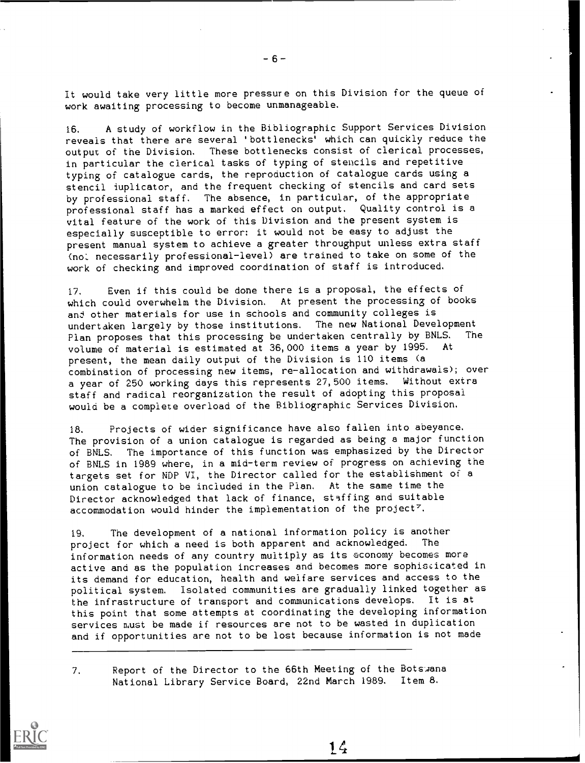It would take very little more pressure on this Division for the queue of work awaiting processing to become unmanageable.

16. A study of workflow in the Bibliographic Support Services Division reveals that there are several 'bottlenecks' which can quickly reduce the output of the Division. These bottlenecks consist of clerical processes, in particular the clerical tasks of typing of stencils and repetitive typing of catalogue cards, the reproduction of catalogue cards using a stencil duplicator, and the frequent checking of stencils and card sets by professional staff. The absence, in particular, of the appropriate professional staff has a marked effect on output. Quality control is a vital feature of the work of this Division and the present system is especially susceptible to error: it would not be easy to adjust the present manual system to achieve a greater throughput unless extra staff (not necessarily professional-level) are trained to take on some of the work of checking and improved coordination of staff is introduced.

17. Even if this could be done there is a proposal, the effects of which could overwhelm the Division. At present the processing of books and other materials for use in schools and community colleges is undertaken largely by those institutions. The new National Development Plan proposes that this processing be undertaken centrally by BNLS. The volume of material is estimated at 36,000 items a year by 1995. At present, the mean daily output of the Division is 110 items (a combination of processing new items, re-allocation and withdrawals); over a year of 250 working days this represents 27,500 items. Without extra staff and radical reorganization the result of adopting this proposal would be a complete overload of the Bibliographic Services Division.

18. Projects of wider significance have also fallen into abeyance. The provision of a union catalogue is regarded as being a major function of BNLS. The importance of this function was emphasized by the Director of BNLS in 1989 where, in a mid-term review of progress on achieving the targets set for NDP VI, the Director called for the establishment of a union catalogue to be included in the Plan. At the same time the Director acknowledged that lack of finance, staffing and suitable accommodation would hinder the implementation of the project[7].

19. The development of a national information policy is another project for which a need is both apparent and acknowledged. The information needs of any country multiply as its economy becomes more active and as the population increases and becomes more sophisticated in its demand for education, health and welfare services and access to the political system. Isolated communities are gradually linked together as the infrastructure of transport and communications develops. It is at this point that some attempts at coordinating the developing information services must be made if resources are not to be wasted in duplication and if opportunities are not to be lost because information is not made

---

7. Report of the Director to the 66th Meeting of the Botswana National Library Service Board, 22nd March 1989. Item 8.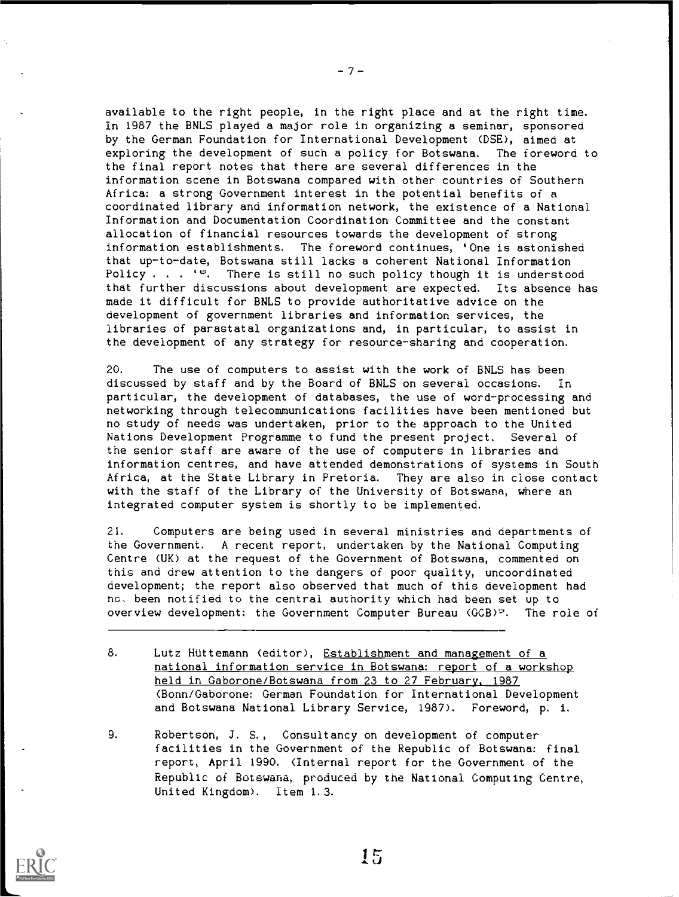available to the right people, in the right place and at the right time. In 1987 the BNLS played a major role in organizing a seminar, sponsored by the German Foundation for International Development (DSE), aimed at exploring the development of such a policy for Botswana. The foreword to the final report notes that there are several differences in the information scene in Botswana compared with other countries of Southern Africa: a strong Government interest in the potential benefits of a coordinated library and information network, the existence of a National Information and Documentation Coordination Committee and the constant allocation of financial resources towards the development of strong information establishments. The foreword continues, 'One is astonished that up-to-date, Botswana still lacks a coherent National Information Policy . . . '[8]. There is still no such policy though it is understood that further discussions about development are expected. Its absence has made it difficult for BNLS to provide authoritative advice on the development of government libraries and information services, the libraries of parastatal organizations and, in particular, to assist in the development of any strategy for resource-sharing and cooperation.

20. The use of computers to assist with the work of BNLS has been discussed by staff and by the Board of BNLS on several occasions. In particular, the development of databases, the use of word-processing and networking through telecommunications facilities have been mentioned but no study of needs was undertaken, prior to the approach to the United Nations Development Programme to fund the present project. Several of the senior staff are aware of the use of computers in libraries and information centres, and have attended demonstrations of systems in South Africa, at the State Library in Pretoria. They are also in close contact with the staff of the Library of the University of Botswana, where an integrated computer system is shortly to be implemented.

21. Computers are being used in several ministries and departments of the Government. A recent report, undertaken by the National Computing Centre (UK) at the request of the Government of Botswana, commented on this and drew attention to the dangers of poor quality, uncoordinated development; the report also observed that much of this development had not been notified to the central authority which had been set up to overview development: the Government Computer Bureau (GCB)[9]. The role of

---

8. Lutz Hüttemann (editor), Establishment and management of a national information service in Botswana: report of a workshop held in Gaborone/Botswana from 23 to 27 February, 1987 (Bonn/Gaborone: German Foundation for International Development and Botswana National Library Service, 1987). Foreword, p. i.

9. Robertson, J. S., Consultancy on development of computer facilities in the Government of the Republic of Botswana: final report, April 1990. (Internal report for the Government of the Republic of Botswana, produced by the National Computing Centre, United Kingdom). Item 1.3.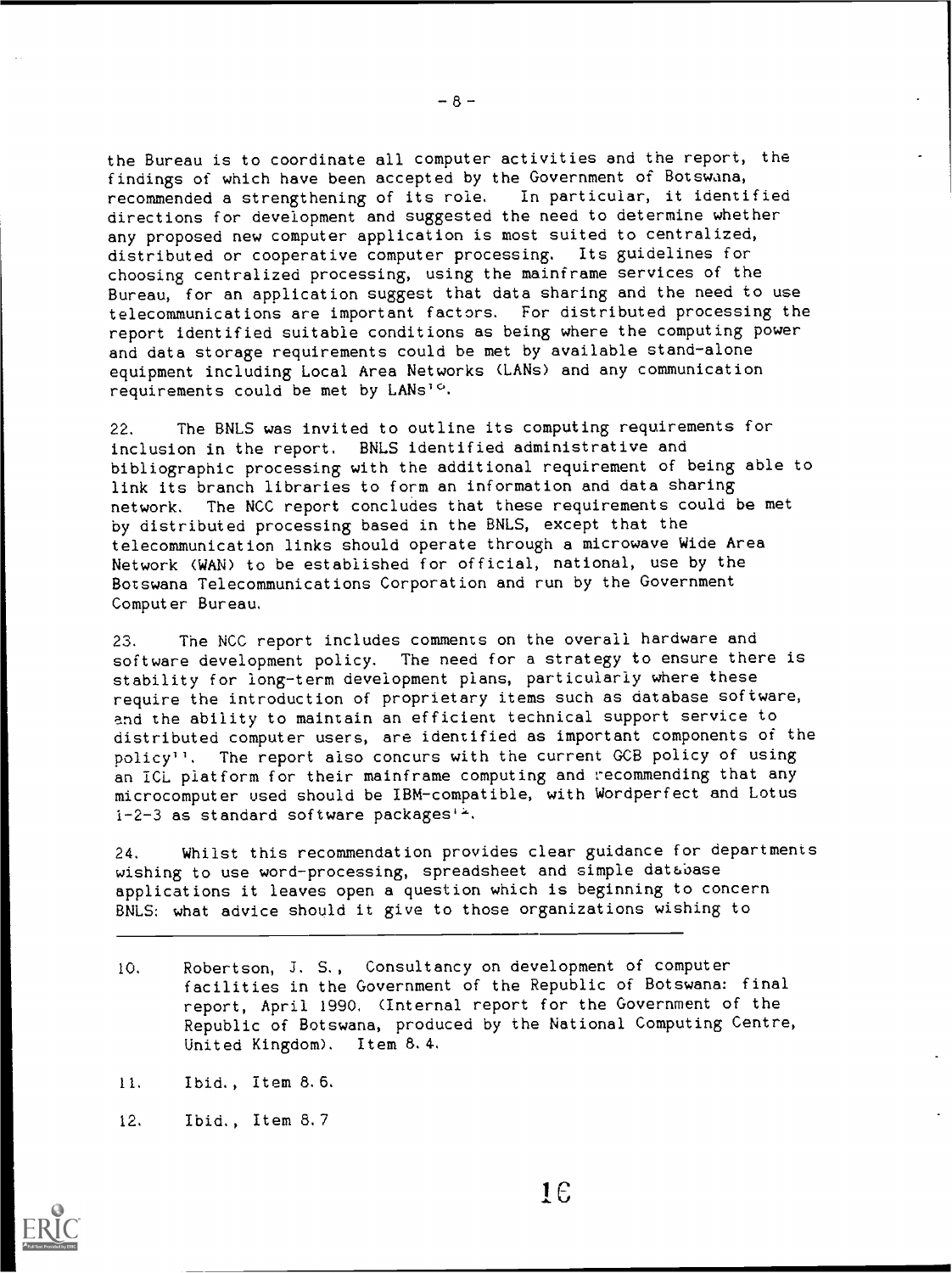the Bureau is to coordinate all computer activities and the report, the findings of which have been accepted by the Government of Botswana, recommended a strengthening of its role. In particular, it identified directions for development and suggested the need to determine whether any proposed new computer application is most suited to centralized, distributed or cooperative computer processing. Its guidelines for choosing centralized processing, using the mainframe services of the Bureau, for an application suggest that data sharing and the need to use telecommunications are important factors. For distributed processing the report identified suitable conditions as being where the computing power and data storage requirements could be met by available stand-alone equipment including Local Area Networks (LANs) and any communication requirements could be met by LANs[10].

22. The BNLS was invited to outline its computing requirements for inclusion in the report. BNLS identified administrative and bibliographic processing with the additional requirement of being able to link its branch libraries to form an information and data sharing network. The NCC report concludes that these requirements could be met by distributed processing based in the BNLS, except that the telecommunication links should operate through a microwave Wide Area Network (WAN) to be established for official, national, use by the Botswana Telecommunications Corporation and run by the Government Computer Bureau.

23. The NCC report includes comments on the overall hardware and software development policy. The need for a strategy to ensure there is stability for long-term development plans, particularly where these require the introduction of proprietary items such as database software, and the ability to maintain an efficient technical support service to distributed computer users, are identified as important components of the policy[11]. The report also concurs with the current GCB policy of using an ICL platform for their mainframe computing and recommending that any microcomputer used should be IBM-compatible, with Wordperfect and Lotus 1-2-3 as standard software packages[12].

24. Whilst this recommendation provides clear guidance for departments wishing to use word-processing, spreadsheet and simple database applications it leaves open a question which is beginning to concern BNLS: what advice should it give to those organizations wishing to

---

10. Robertson, J. S., Consultancy on development of computer facilities in the Government of the Republic of Botswana: final report, April 1990. (Internal report for the Government of the Republic of Botswana, produced by the National Computing Centre, United Kingdom). Item 8.4.

11. Ibid., Item 8.6.

12. Ibid., Item 8.7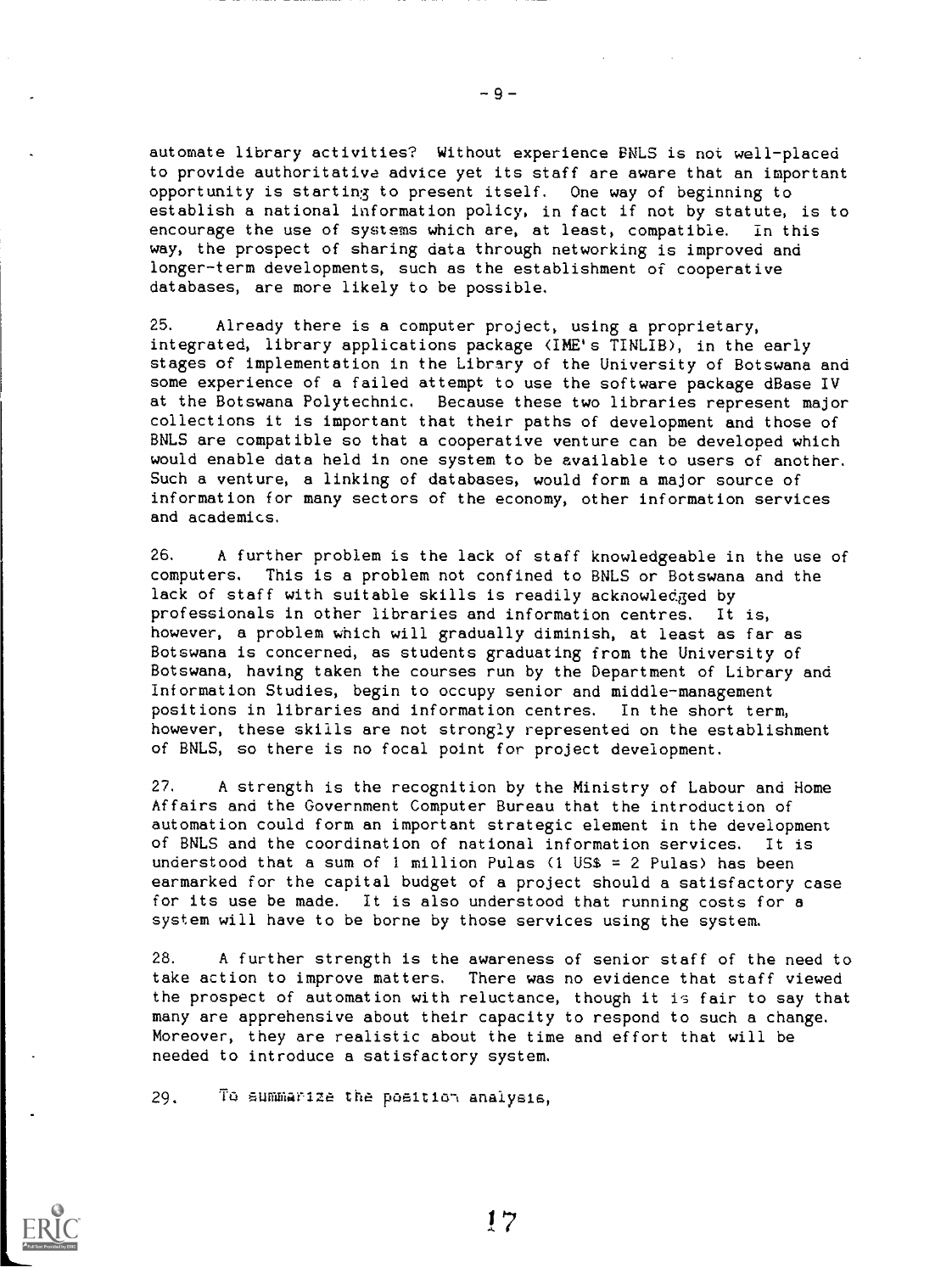automate library activities? Without experience BNLS is not well-placed to provide authoritative advice yet its staff are aware that an important opportunity is starting to present itself. One way of beginning to establish a national information policy, in fact if not by statute, is to encourage the use of systems which are, at least, compatible. In this way, the prospect of sharing data through networking is improved and longer-term developments, such as the establishment of cooperative databases, are more likely to be possible.

25. Already there is a computer project, using a proprietary, integrated, library applications package (IME's TINLIB), in the early stages of implementation in the Library of the University of Botswana and some experience of a failed attempt to use the software package dBase IV at the Botswana Polytechnic. Because these two libraries represent major collections it is important that their paths of development and those of BNLS are compatible so that a cooperative venture can be developed which would enable data held in one system to be available to users of another. Such a venture, a linking of databases, would form a major source of information for many sectors of the economy, other information services and academics.

26. A further problem is the lack of staff knowledgeable in the use of computers. This is a problem not confined to BNLS or Botswana and the lack of staff with suitable skills is readily acknowledged by professionals in other libraries and information centres. It is, however, a problem which will gradually diminish, at least as far as Botswana is concerned, as students graduating from the University of Botswana, having taken the courses run by the Department of Library and Information Studies, begin to occupy senior and middle-management positions in libraries and information centres. In the short term, however, these skills are not strongly represented on the establishment of BNLS, so there is no focal point for project development.

27. A strength is the recognition by the Ministry of Labour and Home Affairs and the Government Computer Bureau that the introduction of automation could form an important strategic element in the development of BNLS and the coordination of national information services. It is understood that a sum of 1 million Pulas (1 US$ = 2 Pulas) has been earmarked for the capital budget of a project should a satisfactory case for its use be made. It is also understood that running costs for a system will have to be borne by those services using the system.

28. A further strength is the awareness of senior staff of the need to take action to improve matters. There was no evidence that staff viewed the prospect of automation with reluctance, though it is fair to say that many are apprehensive about their capacity to respond to such a change. Moreover, they are realistic about the time and effort that will be needed to introduce a satisfactory system.

29. To summarize the position analysis,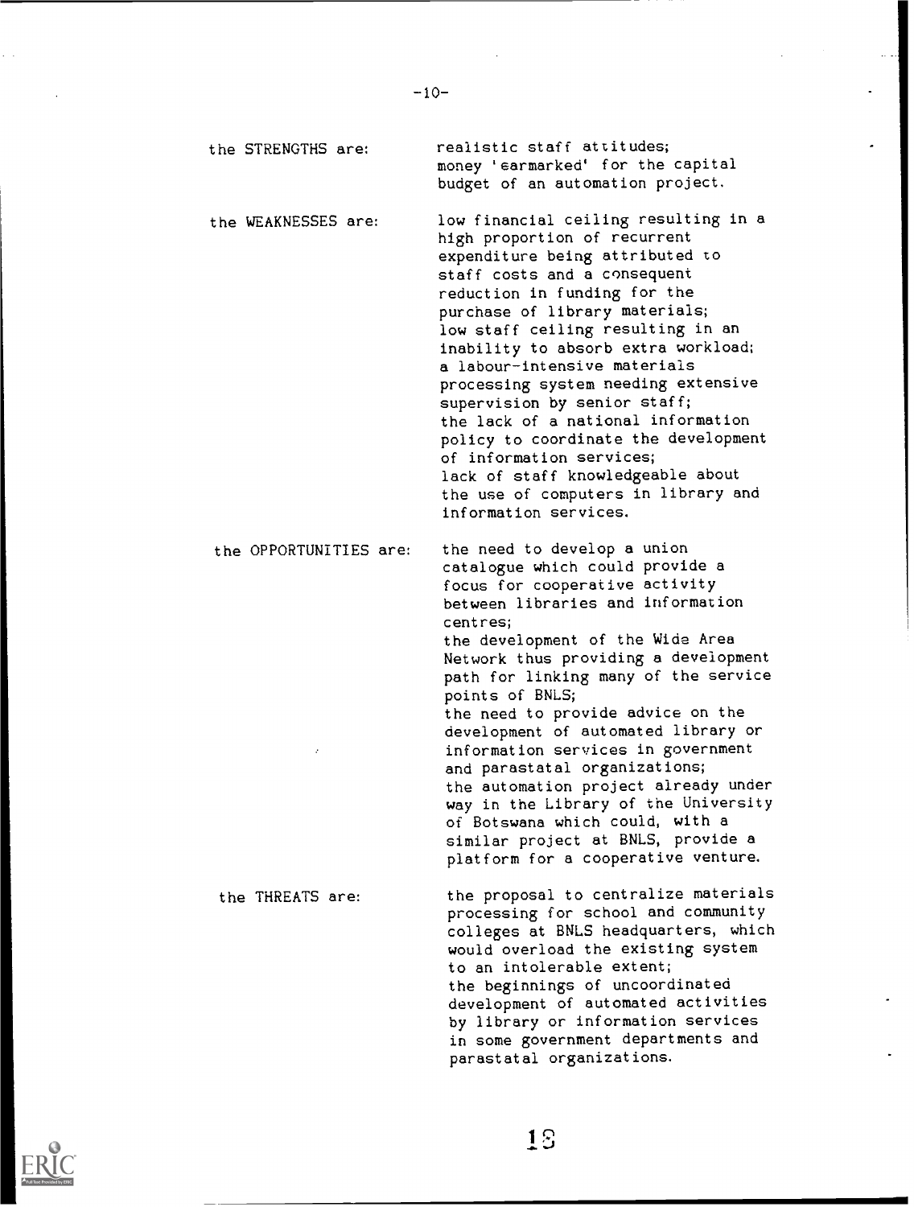the STRENGTHS are: realistic staff attitudes; money 'earmarked' for the capital budget of an automation project.

the WEAKNESSES are: low financial ceiling resulting in a high proportion of recurrent expenditure being attributed to staff costs and a consequent reduction in funding for the purchase of library materials; low staff ceiling resulting in an inability to absorb extra workload; a labour-intensive materials processing system needing extensive supervision by senior staff; the lack of a national information policy to coordinate the development of information services; lack of staff knowledgeable about the use of computers in library and information services.

the OPPORTUNITIES are: the need to develop a union catalogue which could provide a focus for cooperative activity between libraries and information centres; the development of the Wide Area Network thus providing a development path for linking many of the service points of BNLS; the need to provide advice on the development of automated library or information services in government and parastatal organizations; the automation project already under way in the Library of the University of Botswana which could, with a similar project at BNLS, provide a platform for a cooperative venture.

the THREATS are: the proposal to centralize materials processing for school and community colleges at BNLS headquarters, which would overload the existing system to an intolerable extent; the beginnings of uncoordinated development of automated activities by library or information services in some government departments and parastatal organizations.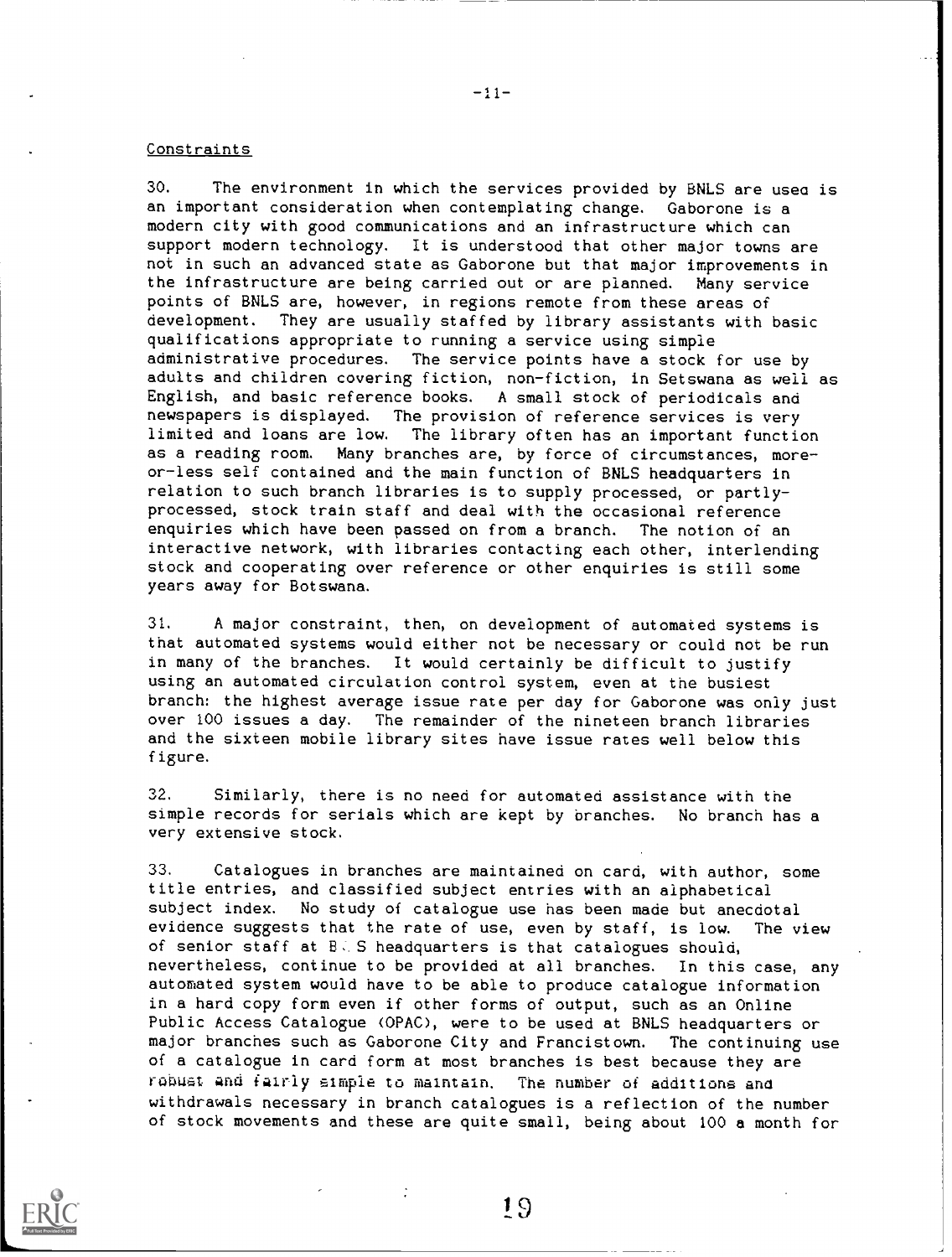Constraints

30. The environment in which the services provided by BNLS are used is an important consideration when contemplating change. Gaborone is a modern city with good communications and an infrastructure which can support modern technology. It is understood that other major towns are not in such an advanced state as Gaborone but that major improvements in the infrastructure are being carried out or are planned. Many service points of BNLS are, however, in regions remote from these areas of development. They are usually staffed by library assistants with basic qualifications appropriate to running a service using simple administrative procedures. The service points have a stock for use by adults and children covering fiction, non-fiction, in Setswana as well as English, and basic reference books. A small stock of periodicals and newspapers is displayed. The provision of reference services is very limited and loans are low. The library often has an important function as a reading room. Many branches are, by force of circumstances, more-or-less self contained and the main function of BNLS headquarters in relation to such branch libraries is to supply processed, or partly-processed, stock train staff and deal with the occasional reference enquiries which have been passed on from a branch. The notion of an interactive network, with libraries contacting each other, interlending stock and cooperating over reference or other enquiries is still some years away for Botswana.

31. A major constraint, then, on development of automated systems is that automated systems would either not be necessary or could not be run in many of the branches. It would certainly be difficult to justify using an automated circulation control system, even at the busiest branch: the highest average issue rate per day for Gaborone was only just over 100 issues a day. The remainder of the nineteen branch libraries and the sixteen mobile library sites have issue rates well below this figure.

32. Similarly, there is no need for automated assistance with the simple records for serials which are kept by branches. No branch has a very extensive stock.

33. Catalogues in branches are maintained on card, with author, some title entries, and classified subject entries with an alphabetical subject index. No study of catalogue use has been made but anecdotal evidence suggests that the rate of use, even by staff, is low. The view of senior staff at BNLS headquarters is that catalogues should, nevertheless, continue to be provided at all branches. In this case, any automated system would have to be able to produce catalogue information in a hard copy form even if other forms of output, such as an Online Public Access Catalogue (OPAC), were to be used at BNLS headquarters or major branches such as Gaborone City and Francistown. The continuing use of a catalogue in card form at most branches is best because they are robust and fairly simple to maintain. The number of additions and withdrawals necessary in branch catalogues is a reflection of the number of stock movements and these are quite small, being about 100 a month for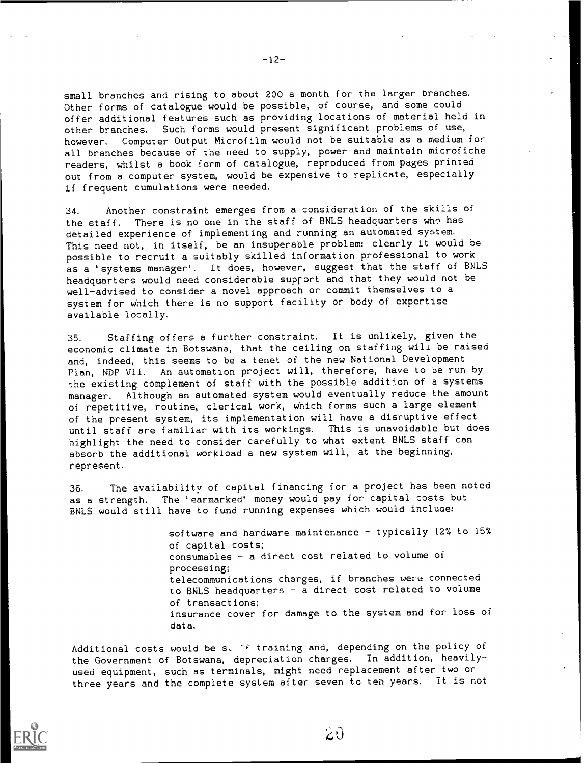small branches and rising to about 200 a month for the larger branches. Other forms of catalogue would be possible, of course, and some could offer additional features such as providing locations of material held in other branches. Such forms would present significant problems of use, however. Computer Output Microfilm would not be suitable as a medium for all branches because of the need to supply, power and maintain microfiche readers, whilst a book form of catalogue, reproduced from pages printed out from a computer system, would be expensive to replicate, especially if frequent cumulations were needed.

34. Another constraint emerges from a consideration of the skills of the staff. There is no one in the staff of BNLS headquarters who has detailed experience of implementing and running an automated system. This need not, in itself, be an insuperable problem: clearly it would be possible to recruit a suitably skilled information professional to work as a 'systems manager'. It does, however, suggest that the staff of BNLS headquarters would need considerable support and that they would not be well-advised to consider a novel approach or commit themselves to a system for which there is no support facility or body of expertise available locally.

35. Staffing offers a further constraint. It is unlikely, given the economic climate in Botswana, that the ceiling on staffing will be raised and, indeed, this seems to be a tenet of the new National Development Plan, NDP VII. An automation project will, therefore, have to be run by the existing complement of staff with the possible addition of a systems manager. Although an automated system would eventually reduce the amount of repetitive, routine, clerical work, which forms such a large element of the present system, its implementation will have a disruptive effect until staff are familiar with its workings. This is unavoidable but does highlight the need to consider carefully to what extent BNLS staff can absorb the additional workload a new system will, at the beginning, represent.

36. The availability of capital financing for a project has been noted as a strength. The 'earmarked' money would pay for capital costs but BNLS would still have to fund running expenses which would include:

- software and hardware maintenance - typically 12% to 15% of capital costs;
- consumables - a direct cost related to volume of processing;
- telecommunications charges, if branches were connected to BNLS headquarters - a direct cost related to volume of transactions;
- insurance cover for damage to the system and for loss of data.

Additional costs would be s. of training and, depending on the policy of the Government of Botswana, depreciation charges. In addition, heavily-used equipment, such as terminals, might need replacement after two or three years and the complete system after seven to ten years. It is not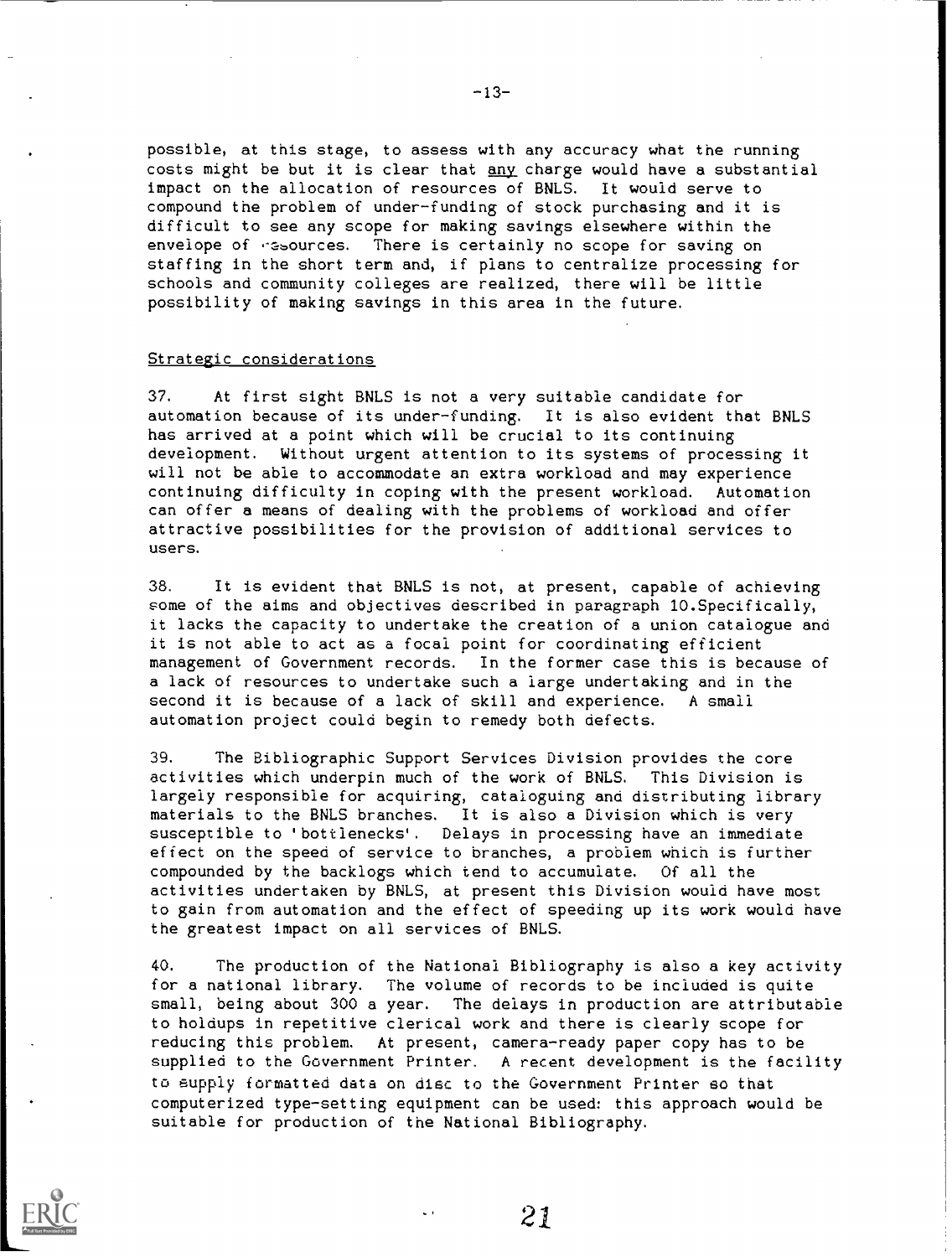possible, at this stage, to assess with any accuracy what the running costs might be but it is clear that any charge would have a substantial impact on the allocation of resources of BNLS. It would serve to compound the problem of under-funding of stock purchasing and it is difficult to see any scope for making savings elsewhere within the envelope of resources. There is certainly no scope for saving on staffing in the short term and, if plans to centralize processing for schools and community colleges are realized, there will be little possibility of making savings in this area in the future.

## Strategic considerations

37. At first sight BNLS is not a very suitable candidate for automation because of its under-funding. It is also evident that BNLS has arrived at a point which will be crucial to its continuing development. Without urgent attention to its systems of processing it will not be able to accommodate an extra workload and may experience continuing difficulty in coping with the present workload. Automation can offer a means of dealing with the problems of workload and offer attractive possibilities for the provision of additional services to users.

38. It is evident that BNLS is not, at present, capable of achieving some of the aims and objectives described in paragraph 10.Specifically, it lacks the capacity to undertake the creation of a union catalogue and it is not able to act as a focal point for coordinating efficient management of Government records. In the former case this is because of a lack of resources to undertake such a large undertaking and in the second it is because of a lack of skill and experience. A small automation project could begin to remedy both defects.

39. The Bibliographic Support Services Division provides the core activities which underpin much of the work of BNLS. This Division is largely responsible for acquiring, cataloguing and distributing library materials to the BNLS branches. It is also a Division which is very susceptible to 'bottlenecks'. Delays in processing have an immediate effect on the speed of service to branches, a problem which is further compounded by the backlogs which tend to accumulate. Of all the activities undertaken by BNLS, at present this Division would have most to gain from automation and the effect of speeding up its work would have the greatest impact on all services of BNLS.

40. The production of the National Bibliography is also a key activity for a national library. The volume of records to be included is quite small, being about 300 a year. The delays in production are attributable to holdups in repetitive clerical work and there is clearly scope for reducing this problem. At present, camera-ready paper copy has to be supplied to the Government Printer. A recent development is the facility to supply formatted data on disc to the Government Printer so that computerized type-setting equipment can be used: this approach would be suitable for production of the National Bibliography.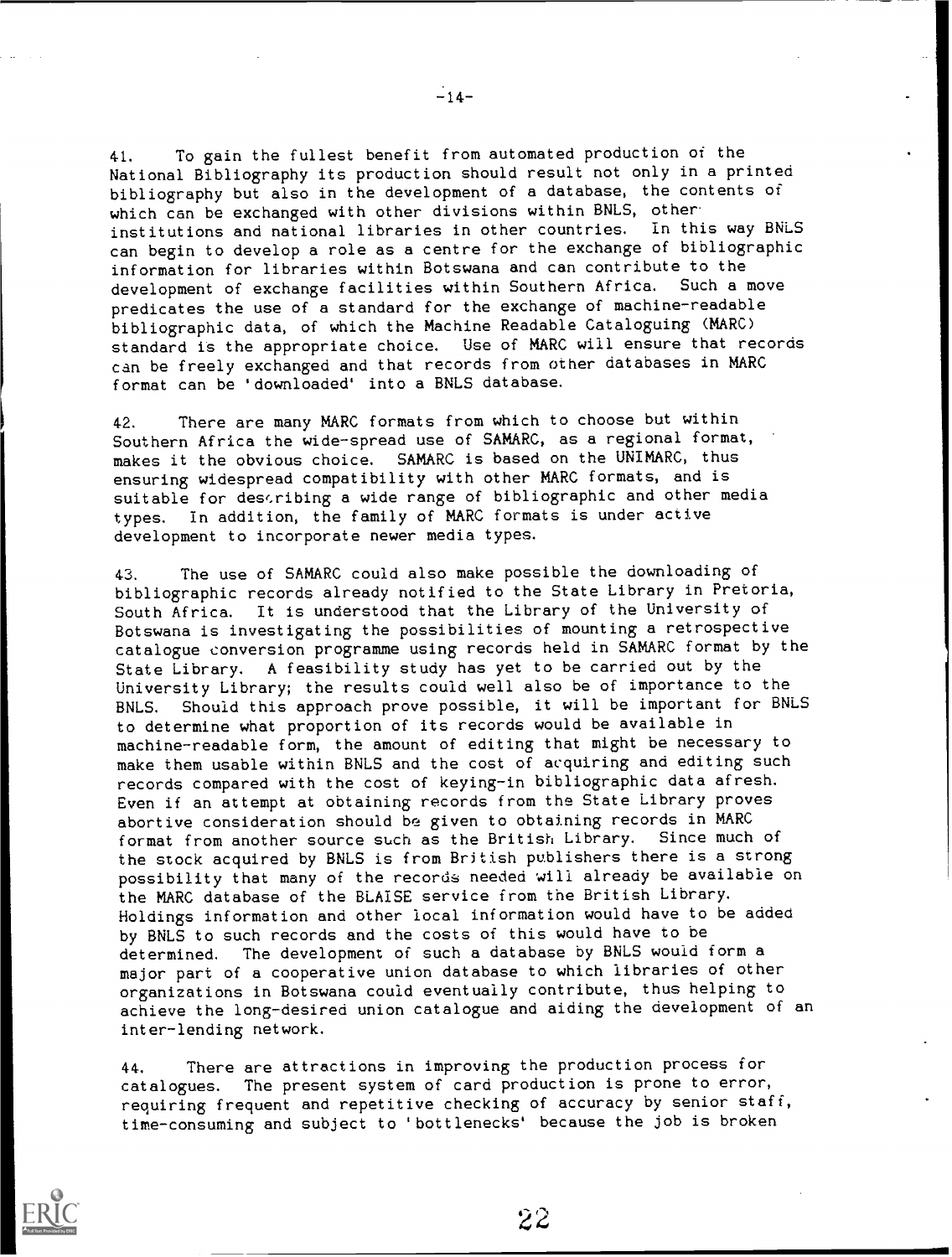41. To gain the fullest benefit from automated production of the National Bibliography its production should result not only in a printed bibliography but also in the development of a database, the contents of which can be exchanged with other divisions within BNLS, other institutions and national libraries in other countries. In this way BNLS can begin to develop a role as a centre for the exchange of bibliographic information for libraries within Botswana and can contribute to the development of exchange facilities within Southern Africa. Such a move predicates the use of a standard for the exchange of machine-readable bibliographic data, of which the Machine Readable Cataloguing (MARC) standard is the appropriate choice. Use of MARC will ensure that records can be freely exchanged and that records from other databases in MARC format can be 'downloaded' into a BNLS database.

42. There are many MARC formats from which to choose but within Southern Africa the wide-spread use of SAMARC, as a regional format, makes it the obvious choice. SAMARC is based on the UNIMARC, thus ensuring widespread compatibility with other MARC formats, and is suitable for describing a wide range of bibliographic and other media types. In addition, the family of MARC formats is under active development to incorporate newer media types.

43. The use of SAMARC could also make possible the downloading of bibliographic records already notified to the State Library in Pretoria, South Africa. It is understood that the Library of the University of Botswana is investigating the possibilities of mounting a retrospective catalogue conversion programme using records held in SAMARC format by the State Library. A feasibility study has yet to be carried out by the University Library; the results could well also be of importance to the BNLS. Should this approach prove possible, it will be important for BNLS to determine what proportion of its records would be available in machine-readable form, the amount of editing that might be necessary to make them usable within BNLS and the cost of acquiring and editing such records compared with the cost of keying-in bibliographic data afresh. Even if an attempt at obtaining records from the State Library proves abortive consideration should be given to obtaining records in MARC format from another source such as the British Library. Since much of the stock acquired by BNLS is from British publishers there is a strong possibility that many of the records needed will already be available on the MARC database of the BLAISE service from the British Library. Holdings information and other local information would have to be added by BNLS to such records and the costs of this would have to be determined. The development of such a database by BNLS would form a major part of a cooperative union database to which libraries of other organizations in Botswana could eventually contribute, thus helping to achieve the long-desired union catalogue and aiding the development of an inter-lending network.

44. There are attractions in improving the production process for catalogues. The present system of card production is prone to error, requiring frequent and repetitive checking of accuracy by senior staff, time-consuming and subject to 'bottlenecks' because the job is broken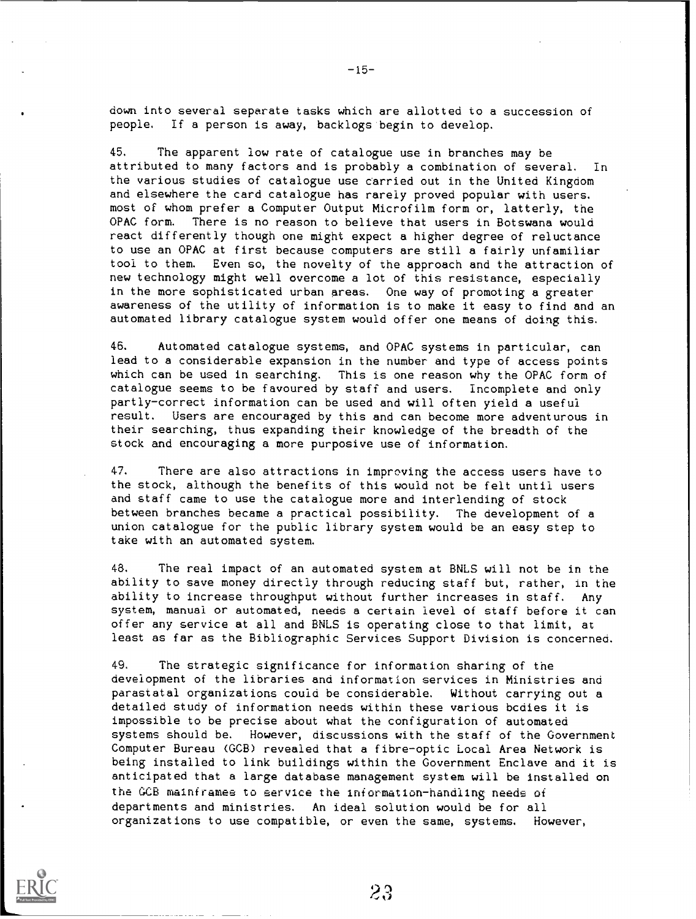down into several separate tasks which are allotted to a succession of people. If a person is away, backlogs begin to develop.

45. The apparent low rate of catalogue use in branches may be attributed to many factors and is probably a combination of several. In the various studies of catalogue use carried out in the United Kingdom and elsewhere the card catalogue has rarely proved popular with users. most of whom prefer a Computer Output Microfilm form or, latterly, the OPAC form. There is no reason to believe that users in Botswana would react differently though one might expect a higher degree of reluctance to use an OPAC at first because computers are still a fairly unfamiliar tool to them. Even so, the novelty of the approach and the attraction of new technology might well overcome a lot of this resistance, especially in the more sophisticated urban areas. One way of promoting a greater awareness of the utility of information is to make it easy to find and an automated library catalogue system would offer one means of doing this.

46. Automated catalogue systems, and OPAC systems in particular, can lead to a considerable expansion in the number and type of access points which can be used in searching. This is one reason why the OPAC form of catalogue seems to be favoured by staff and users. Incomplete and only partly-correct information can be used and will often yield a useful result. Users are encouraged by this and can become more adventurous in their searching, thus expanding their knowledge of the breadth of the stock and encouraging a more purposive use of information.

47. There are also attractions in improving the access users have to the stock, although the benefits of this would not be felt until users and staff came to use the catalogue more and interlending of stock between branches became a practical possibility. The development of a union catalogue for the public library system would be an easy step to take with an automated system.

48. The real impact of an automated system at BNLS will not be in the ability to save money directly through reducing staff but, rather, in the ability to increase throughput without further increases in staff. Any system, manual or automated, needs a certain level of staff before it can offer any service at all and BNLS is operating close to that limit, at least as far as the Bibliographic Services Support Division is concerned.

49. The strategic significance for information sharing of the development of the libraries and information services in Ministries and parastatal organizations could be considerable. Without carrying out a detailed study of information needs within these various bodies it is impossible to be precise about what the configuration of automated systems should be. However, discussions with the staff of the Government Computer Bureau (GCB) revealed that a fibre-optic Local Area Network is being installed to link buildings within the Government Enclave and it is anticipated that a large database management system will be installed on the GCB mainframes to service the information-handling needs of departments and ministries. An ideal solution would be for all organizations to use compatible, or even the same, systems. However,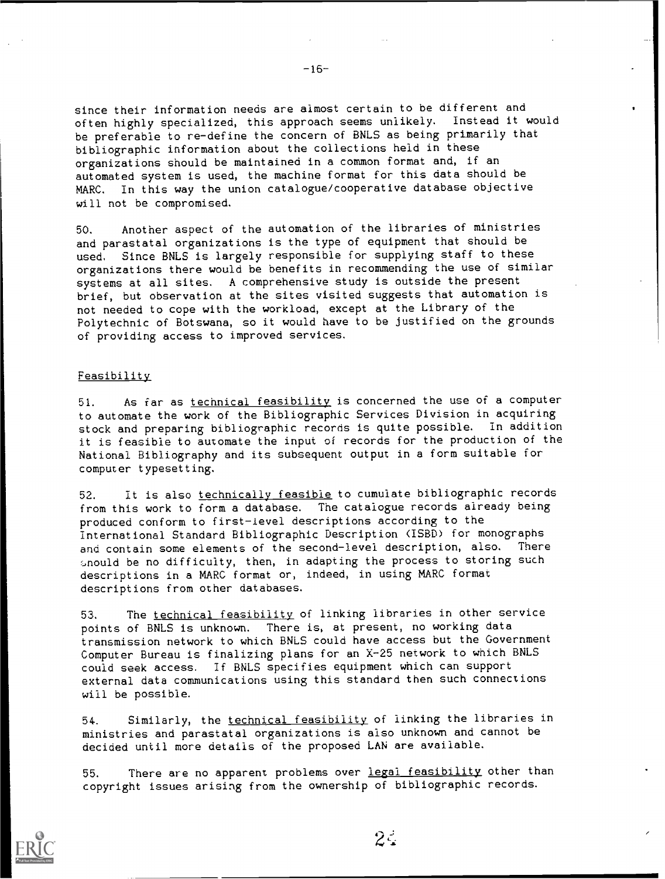since their information needs are almost certain to be different and often highly specialized, this approach seems unlikely. Instead it would be preferable to re-define the concern of BNLS as being primarily that bibliographic information about the collections held in these organizations should be maintained in a common format and, if an automated system is used, the machine format for this data should be MARC. In this way the union catalogue/cooperative database objective will not be compromised.

50. Another aspect of the automation of the libraries of ministries and parastatal organizations is the type of equipment that should be used. Since BNLS is largely responsible for supplying staff to these organizations there would be benefits in recommending the use of similar systems at all sites. A comprehensive study is outside the present brief, but observation at the sites visited suggests that automation is not needed to cope with the workload, except at the Library of the Polytechnic of Botswana, so it would have to be justified on the grounds of providing access to improved services.

## Feasibility

51. As far as technical feasibility is concerned the use of a computer to automate the work of the Bibliographic Services Division in acquiring stock and preparing bibliographic records is quite possible. In addition it is feasible to automate the input of records for the production of the National Bibliography and its subsequent output in a form suitable for computer typesetting.

52. It is also technically feasible to cumulate bibliographic records from this work to form a database. The catalogue records already being produced conform to first-level descriptions according to the International Standard Bibliographic Description (ISBD) for monographs and contain some elements of the second-level description, also. There should be no difficulty, then, in adapting the process to storing such descriptions in a MARC format or, indeed, in using MARC format descriptions from other databases.

53. The technical feasibility of linking libraries in other service points of BNLS is unknown. There is, at present, no working data transmission network to which BNLS could have access but the Government Computer Bureau is finalizing plans for an X-25 network to which BNLS could seek access. If BNLS specifies equipment which can support external data communications using this standard then such connections will be possible.

54. Similarly, the technical feasibility of linking the libraries in ministries and parastatal organizations is also unknown and cannot be decided until more details of the proposed LAN are available.

55. There are no apparent problems over legal feasibility other than copyright issues arising from the ownership of bibliographic records.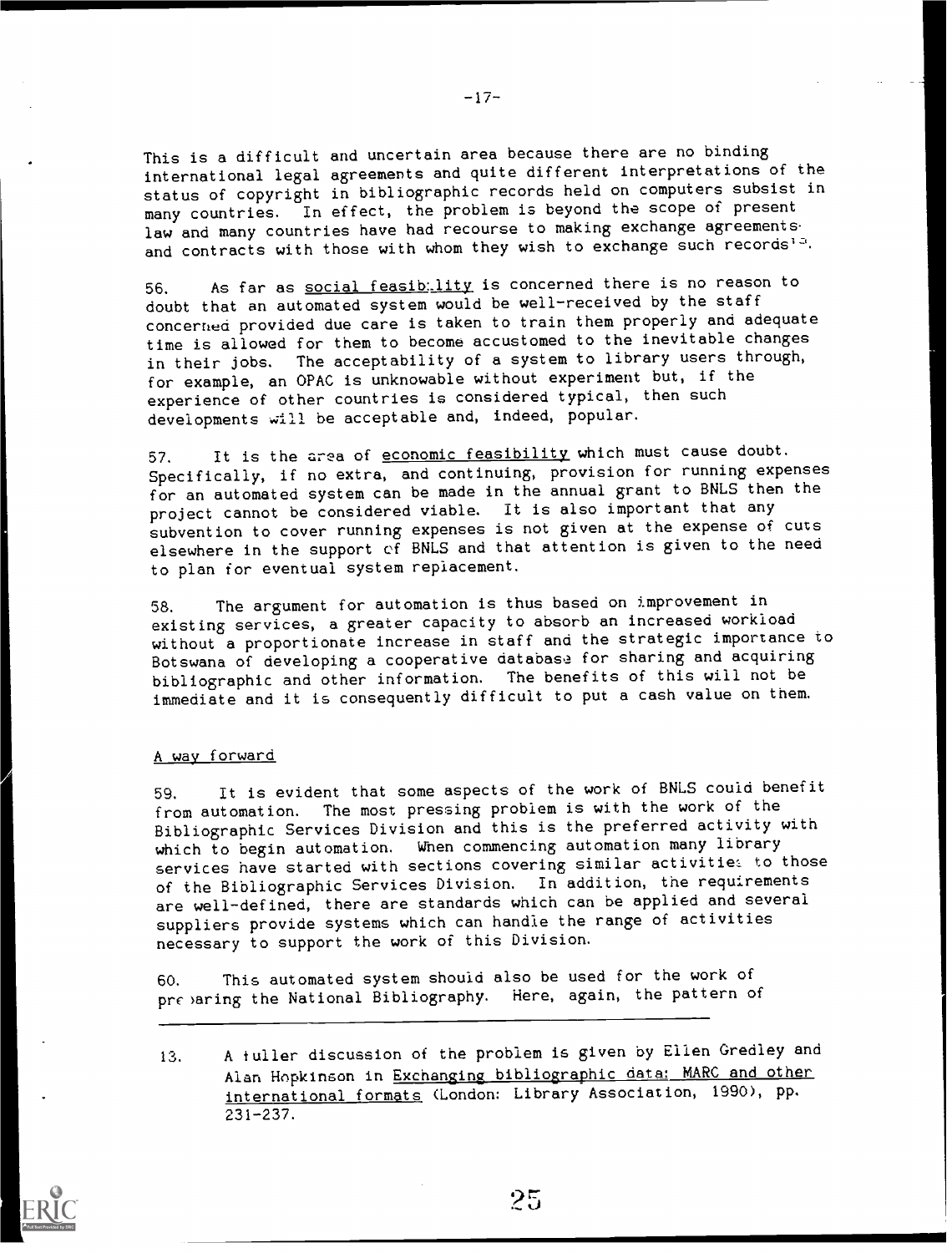This is a difficult and uncertain area because there are no binding international legal agreements and quite different interpretations of the status of copyright in bibliographic records held on computers subsist in many countries. In effect, the problem is beyond the scope of present law and many countries have had recourse to making exchange agreements and contracts with those with whom they wish to exchange such records[13].

56. As far as social feasibility is concerned there is no reason to doubt that an automated system would be well-received by the staff concerned provided due care is taken to train them properly and adequate time is allowed for them to become accustomed to the inevitable changes in their jobs. The acceptability of a system to library users through, for example, an OPAC is unknowable without experiment but, if the experience of other countries is considered typical, then such developments will be acceptable and, indeed, popular.

57. It is the area of economic feasibility which must cause doubt. Specifically, if no extra, and continuing, provision for running expenses for an automated system can be made in the annual grant to BNLS then the project cannot be considered viable. It is also important that any subvention to cover running expenses is not given at the expense of cuts elsewhere in the support of BNLS and that attention is given to the need to plan for eventual system replacement.

58. The argument for automation is thus based on improvement in existing services, a greater capacity to absorb an increased workload without a proportionate increase in staff and the strategic importance to Botswana of developing a cooperative database for sharing and acquiring bibliographic and other information. The benefits of this will not be immediate and it is consequently difficult to put a cash value on them.

## A way forward

59. It is evident that some aspects of the work of BNLS could benefit from automation. The most pressing problem is with the work of the Bibliographic Services Division and this is the preferred activity with which to begin automation. When commencing automation many library services have started with sections covering similar activities to those of the Bibliographic Services Division. In addition, the requirements are well-defined, there are standards which can be applied and several suppliers provide systems which can handle the range of activities necessary to support the work of this Division.

60. This automated system should also be used for the work of preparing the National Bibliography. Here, again, the pattern of

---

13. A fuller discussion of the problem is given by Ellen Gredley and Alan Hopkinson in Exchanging bibliographic data: MARC and other international formats (London: Library Association, 1990), pp. 231-237.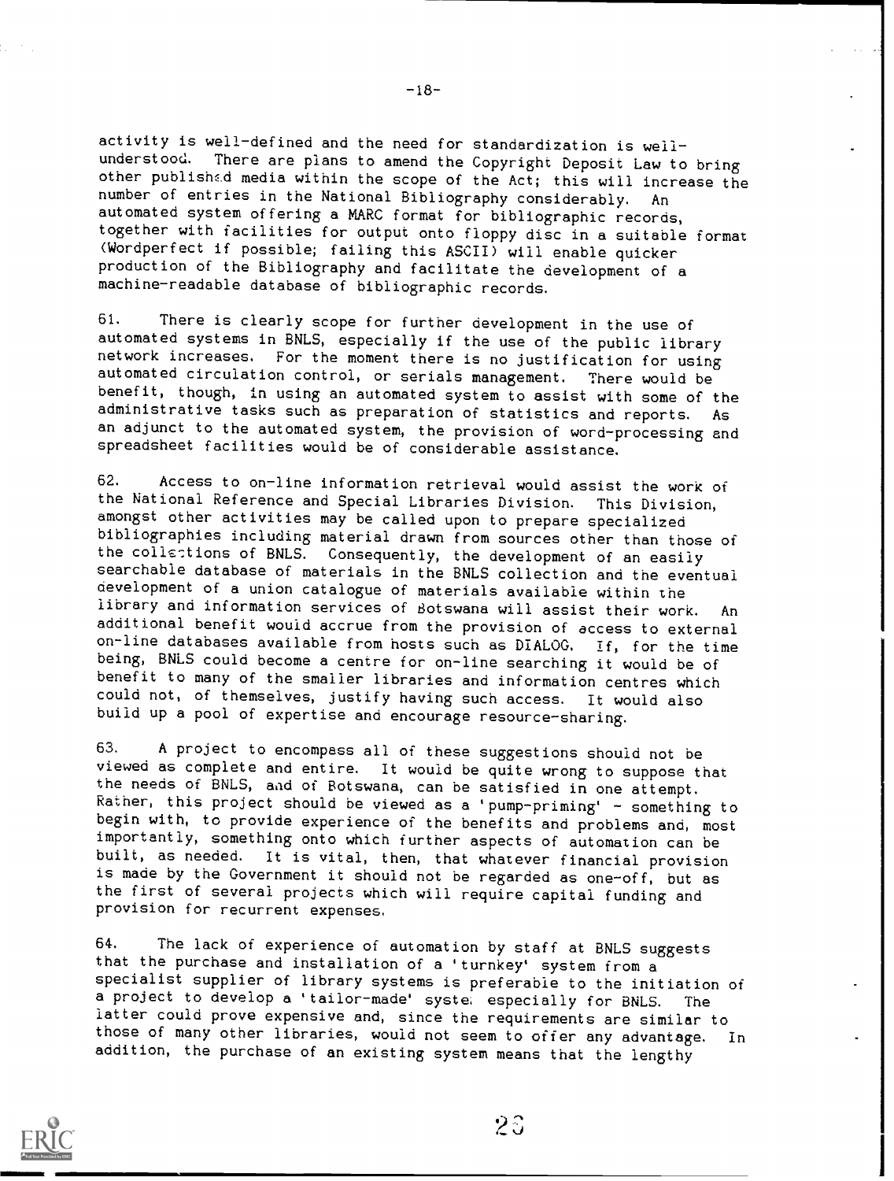activity is well-defined and the need for standardization is well-understood. There are plans to amend the Copyright Deposit Law to bring other published media within the scope of the Act; this will increase the number of entries in the National Bibliography considerably. An automated system offering a MARC format for bibliographic records, together with facilities for output onto floppy disc in a suitable format (Wordperfect if possible; failing this ASCII) will enable quicker production of the Bibliography and facilitate the development of a machine-readable database of bibliographic records.

61. There is clearly scope for further development in the use of automated systems in BNLS, especially if the use of the public library network increases. For the moment there is no justification for using automated circulation control, or serials management. There would be benefit, though, in using an automated system to assist with some of the administrative tasks such as preparation of statistics and reports. As an adjunct to the automated system, the provision of word-processing and spreadsheet facilities would be of considerable assistance.

62. Access to on-line information retrieval would assist the work of the National Reference and Special Libraries Division. This Division, amongst other activities may be called upon to prepare specialized bibliographies including material drawn from sources other than those of the collections of BNLS. Consequently, the development of an easily searchable database of materials in the BNLS collection and the eventual development of a union catalogue of materials available within the library and information services of Botswana will assist their work. An additional benefit would accrue from the provision of access to external on-line databases available from hosts such as DIALOG. If, for the time being, BNLS could become a centre for on-line searching it would be of benefit to many of the smaller libraries and information centres which could not, of themselves, justify having such access. It would also build up a pool of expertise and encourage resource-sharing.

63. A project to encompass all of these suggestions should not be viewed as complete and entire. It would be quite wrong to suppose that the needs of BNLS, and of Botswana, can be satisfied in one attempt. Rather, this project should be viewed as a 'pump-priming' - something to begin with, to provide experience of the benefits and problems and, most importantly, something onto which further aspects of automation can be built, as needed. It is vital, then, that whatever financial provision is made by the Government it should not be regarded as one-off, but as the first of several projects which will require capital funding and provision for recurrent expenses.

64. The lack of experience of automation by staff at BNLS suggests that the purchase and installation of a 'turnkey' system from a specialist supplier of library systems is preferable to the initiation of a project to develop a 'tailor-made' system especially for BNLS. The latter could prove expensive and, since the requirements are similar to those of many other libraries, would not seem to offer any advantage. In addition, the purchase of an existing system means that the lengthy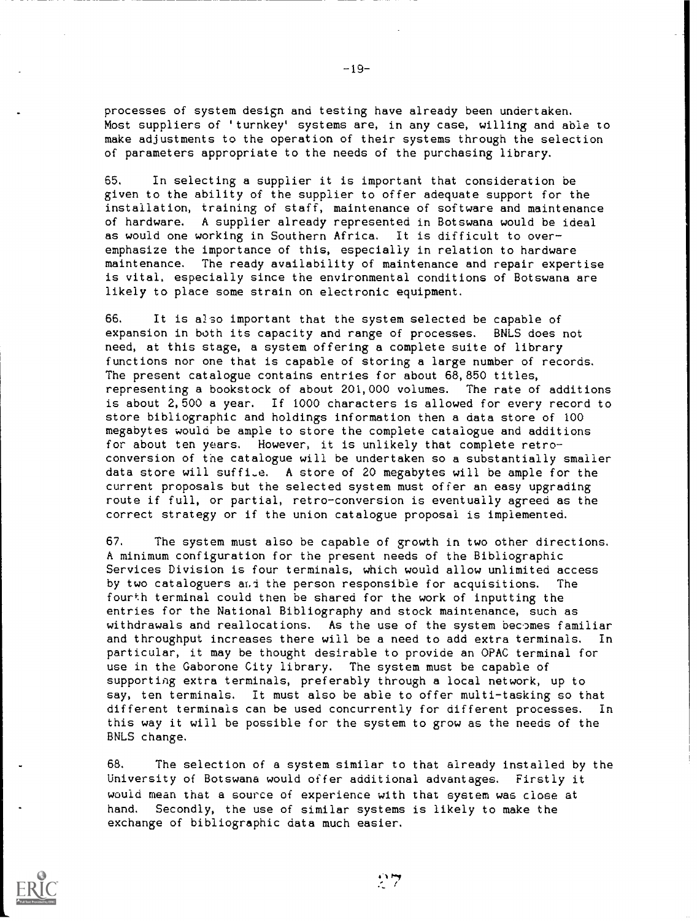processes of system design and testing have already been undertaken. Most suppliers of 'turnkey' systems are, in any case, willing and able to make adjustments to the operation of their systems through the selection of parameters appropriate to the needs of the purchasing library.

65. In selecting a supplier it is important that consideration be given to the ability of the supplier to offer adequate support for the installation, training of staff, maintenance of software and maintenance of hardware. A supplier already represented in Botswana would be ideal as would one working in Southern Africa. It is difficult to over-emphasize the importance of this, especially in relation to hardware maintenance. The ready availability of maintenance and repair expertise is vital, especially since the environmental conditions of Botswana are likely to place some strain on electronic equipment.

66. It is also important that the system selected be capable of expansion in both its capacity and range of processes. BNLS does not need, at this stage, a system offering a complete suite of library functions nor one that is capable of storing a large number of records. The present catalogue contains entries for about 68,850 titles, representing a bookstock of about 201,000 volumes. The rate of additions is about 2,500 a year. If 1000 characters is allowed for every record to store bibliographic and holdings information then a data store of 100 megabytes would be ample to store the complete catalogue and additions for about ten years. However, it is unlikely that complete retro-conversion of the catalogue will be undertaken so a substantially smaller data store will suffice. A store of 20 megabytes will be ample for the current proposals but the selected system must offer an easy upgrading route if full, or partial, retro-conversion is eventually agreed as the correct strategy or if the union catalogue proposal is implemented.

67. The system must also be capable of growth in two other directions. A minimum configuration for the present needs of the Bibliographic Services Division is four terminals, which would allow unlimited access by two cataloguers and the person responsible for acquisitions. The fourth terminal could then be shared for the work of inputting the entries for the National Bibliography and stock maintenance, such as withdrawals and reallocations. As the use of the system becomes familiar and throughput increases there will be a need to add extra terminals. In particular, it may be thought desirable to provide an OPAC terminal for use in the Gaborone City library. The system must be capable of supporting extra terminals, preferably through a local network, up to say, ten terminals. It must also be able to offer multi-tasking so that different terminals can be used concurrently for different processes. In this way it will be possible for the system to grow as the needs of the BNLS change.

68. The selection of a system similar to that already installed by the University of Botswana would offer additional advantages. Firstly it would mean that a source of experience with that system was close at hand. Secondly, the use of similar systems is likely to make the exchange of bibliographic data much easier.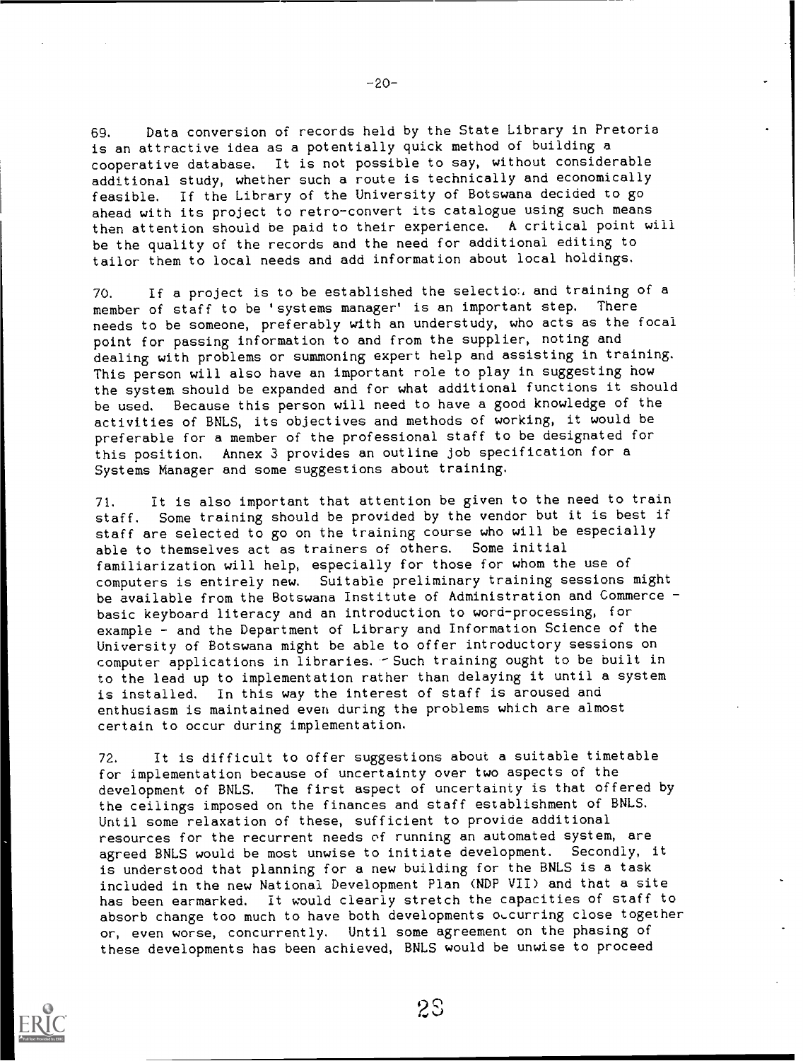69. Data conversion of records held by the State Library in Pretoria is an attractive idea as a potentially quick method of building a cooperative database. It is not possible to say, without considerable additional study, whether such a route is technically and economically feasible. If the Library of the University of Botswana decided to go ahead with its project to retro-convert its catalogue using such means then attention should be paid to their experience. A critical point will be the quality of the records and the need for additional editing to tailor them to local needs and add information about local holdings.

70. If a project is to be established the selection and training of a member of staff to be 'systems manager' is an important step. There needs to be someone, preferably with an understudy, who acts as the focal point for passing information to and from the supplier, noting and dealing with problems or summoning expert help and assisting in training. This person will also have an important role to play in suggesting how the system should be expanded and for what additional functions it should be used. Because this person will need to have a good knowledge of the activities of BNLS, its objectives and methods of working, it would be preferable for a member of the professional staff to be designated for this position. Annex 3 provides an outline job specification for a Systems Manager and some suggestions about training.

71. It is also important that attention be given to the need to train staff. Some training should be provided by the vendor but it is best if staff are selected to go on the training course who will be especially able to themselves act as trainers of others. Some initial familiarization will help, especially for those for whom the use of computers is entirely new. Suitable preliminary training sessions might be available from the Botswana Institute of Administration and Commerce - basic keyboard literacy and an introduction to word-processing, for example - and the Department of Library and Information Science of the University of Botswana might be able to offer introductory sessions on computer applications in libraries. Such training ought to be built in to the lead up to implementation rather than delaying it until a system is installed. In this way the interest of staff is aroused and enthusiasm is maintained even during the problems which are almost certain to occur during implementation.

72. It is difficult to offer suggestions about a suitable timetable for implementation because of uncertainty over two aspects of the development of BNLS. The first aspect of uncertainty is that offered by the ceilings imposed on the finances and staff establishment of BNLS. Until some relaxation of these, sufficient to provide additional resources for the recurrent needs of running an automated system, are agreed BNLS would be most unwise to initiate development. Secondly, it is understood that planning for a new building for the BNLS is a task included in the new National Development Plan (NDP VII) and that a site has been earmarked. It would clearly stretch the capacities of staff to absorb change too much to have both developments occurring close together or, even worse, concurrently. Until some agreement on the phasing of these developments has been achieved, BNLS would be unwise to proceed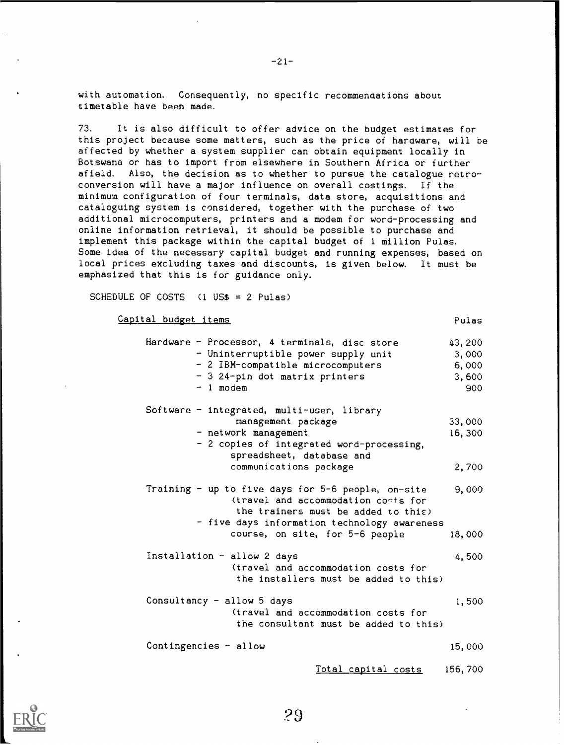with automation. Consequently, no specific recommendations about timetable have been made.

73. It is also difficult to offer advice on the budget estimates for this project because some matters, such as the price of hardware, will be affected by whether a system supplier can obtain equipment locally in Botswana or has to import from elsewhere in Southern Africa or further afield. Also, the decision as to whether to pursue the catalogue retro-conversion will have a major influence on overall costings. If the minimum configuration of four terminals, data store, acquisitions and cataloguing system is considered, together with the purchase of two additional microcomputers, printers and a modem for word-processing and online information retrieval, it should be possible to purchase and implement this package within the capital budget of 1 million Pulas. Some idea of the necessary capital budget and running expenses, based on local prices excluding taxes and discounts, is given below. It must be emphasized that this is for guidance only.

SCHEDULE OF COSTS (1 US$ = 2 Pulas)

| Capital budget items | Pulas |
|---|---|
| Hardware - Processor, 4 terminals, disc store | 43,200 |
| - Uninterruptible power supply unit | 3,000 |
| - 2 IBM-compatible microcomputers | 6,000 |
| - 3 24-pin dot matrix printers | 3,600 |
| - 1 modem | 900 |
| Software - integrated, multi-user, library management package | 33,000 |
| - network management | 16,300 |
| - 2 copies of integrated word-processing, spreadsheet, database and communications package | 2,700 |
| Training - up to five days for 5-6 people, on-site (travel and accommodation costs for the trainers must be added to this) | 9,000 |
| - five days information technology awareness course, on site, for 5-6 people | 18,000 |
| Installation - allow 2 days (travel and accommodation costs for the installers must be added to this) | 4,500 |
| Consultancy - allow 5 days (travel and accommodation costs for the consultant must be added to this) | 1,500 |
| Contingencies - allow | 15,000 |
| Total capital costs | 156,700 |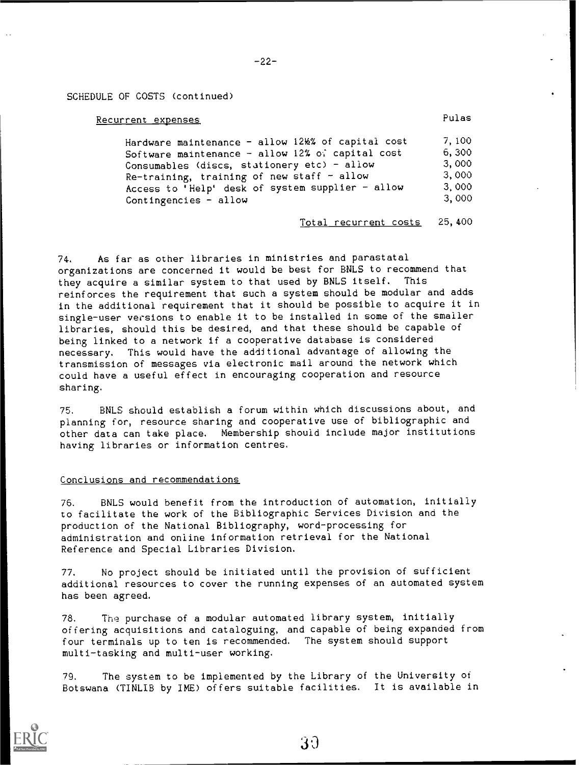SCHEDULE OF COSTS (continued)

| Recurrent expenses | Pulas |
|---|---|
| Hardware maintenance - allow 12½% of capital cost | 7,100 |
| Software maintenance - allow 12% of capital cost | 6,300 |
| Consumables (discs, stationery etc) - allow | 3,000 |
| Re-training, training of new staff - allow | 3,000 |
| Access to 'Help' desk of system supplier - allow | 3,000 |
| Contingencies - allow | 3,000 |
| Total recurrent costs | 25,400 |

74. As far as other libraries in ministries and parastatal organizations are concerned it would be best for BNLS to recommend that they acquire a similar system to that used by BNLS itself. This reinforces the requirement that such a system should be modular and adds in the additional requirement that it should be possible to acquire it in single-user versions to enable it to be installed in some of the smaller libraries, should this be desired, and that these should be capable of being linked to a network if a cooperative database is considered necessary. This would have the additional advantage of allowing the transmission of messages via electronic mail around the network which could have a useful effect in encouraging cooperation and resource sharing.

75. BNLS should establish a forum within which discussions about, and planning for, resource sharing and cooperative use of bibliographic and other data can take place. Membership should include major institutions having libraries or information centres.

## Conclusions and recommendations

76. BNLS would benefit from the introduction of automation, initially to facilitate the work of the Bibliographic Services Division and the production of the National Bibliography, word-processing for administration and online information retrieval for the National Reference and Special Libraries Division.

77. No project should be initiated until the provision of sufficient additional resources to cover the running expenses of an automated system has been agreed.

78. The purchase of a modular automated library system, initially offering acquisitions and cataloguing, and capable of being expanded from four terminals up to ten is recommended. The system should support multi-tasking and multi-user working.

79. The system to be implemented by the Library of the University of Botswana (TINLIB by IME) offers suitable facilities. It is available in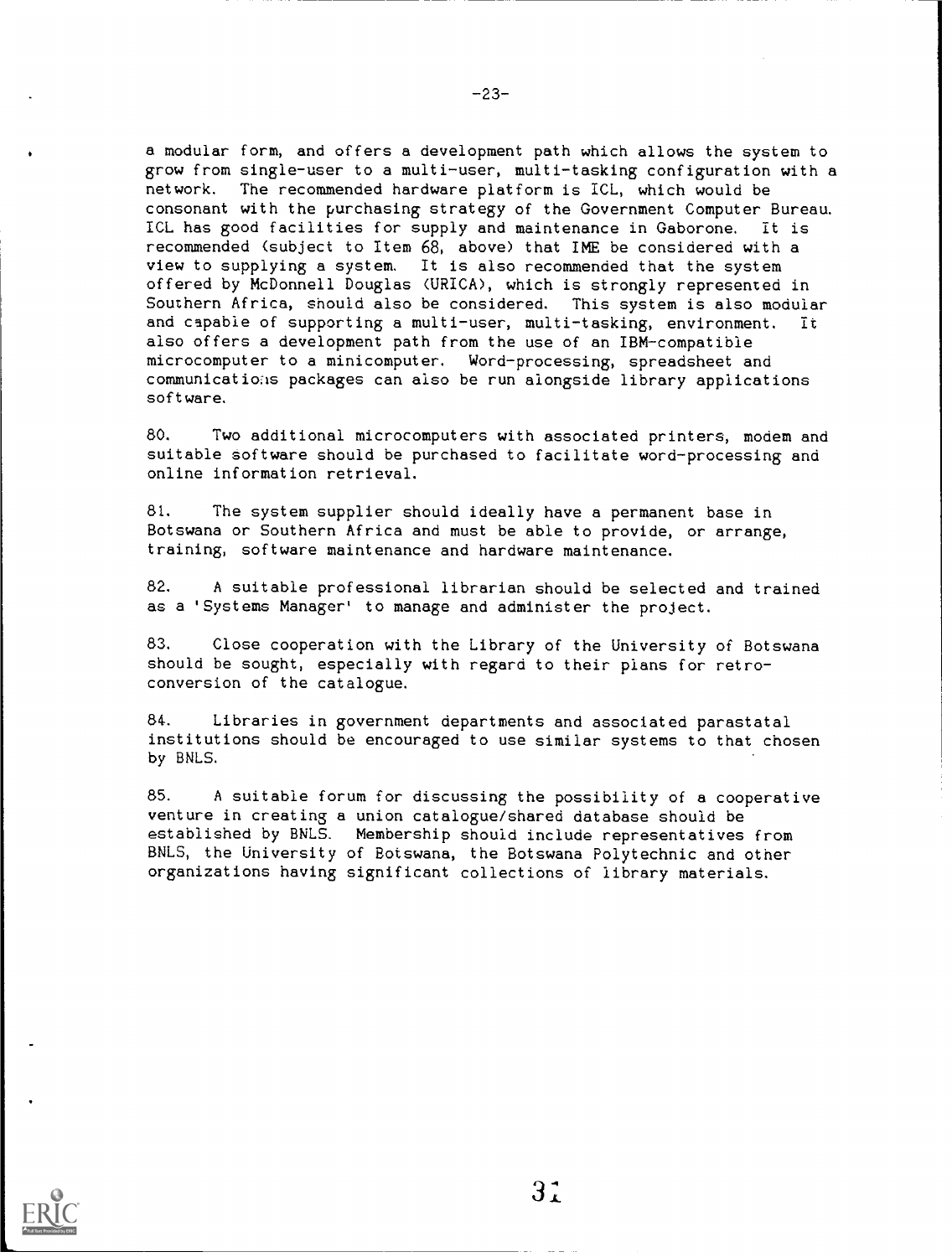a modular form, and offers a development path which allows the system to grow from single-user to a multi-user, multi-tasking configuration with a network. The recommended hardware platform is ICL, which would be consonant with the purchasing strategy of the Government Computer Bureau. ICL has good facilities for supply and maintenance in Gaborone. It is recommended (subject to Item 68, above) that IME be considered with a view to supplying a system. It is also recommended that the system offered by McDonnell Douglas (URICA), which is strongly represented in Southern Africa, should also be considered. This system is also modular and capable of supporting a multi-user, multi-tasking, environment. It also offers a development path from the use of an IBM-compatible microcomputer to a minicomputer. Word-processing, spreadsheet and communications packages can also be run alongside library applications software.

80. Two additional microcomputers with associated printers, modem and suitable software should be purchased to facilitate word-processing and online information retrieval.

81. The system supplier should ideally have a permanent base in Botswana or Southern Africa and must be able to provide, or arrange, training, software maintenance and hardware maintenance.

82. A suitable professional librarian should be selected and trained as a 'Systems Manager' to manage and administer the project.

83. Close cooperation with the Library of the University of Botswana should be sought, especially with regard to their plans for retro-conversion of the catalogue.

84. Libraries in government departments and associated parastatal institutions should be encouraged to use similar systems to that chosen by BNLS.

85. A suitable forum for discussing the possibility of a cooperative venture in creating a union catalogue/shared database should be established by BNLS. Membership should include representatives from BNLS, the University of Botswana, the Botswana Polytechnic and other organizations having significant collections of library materials.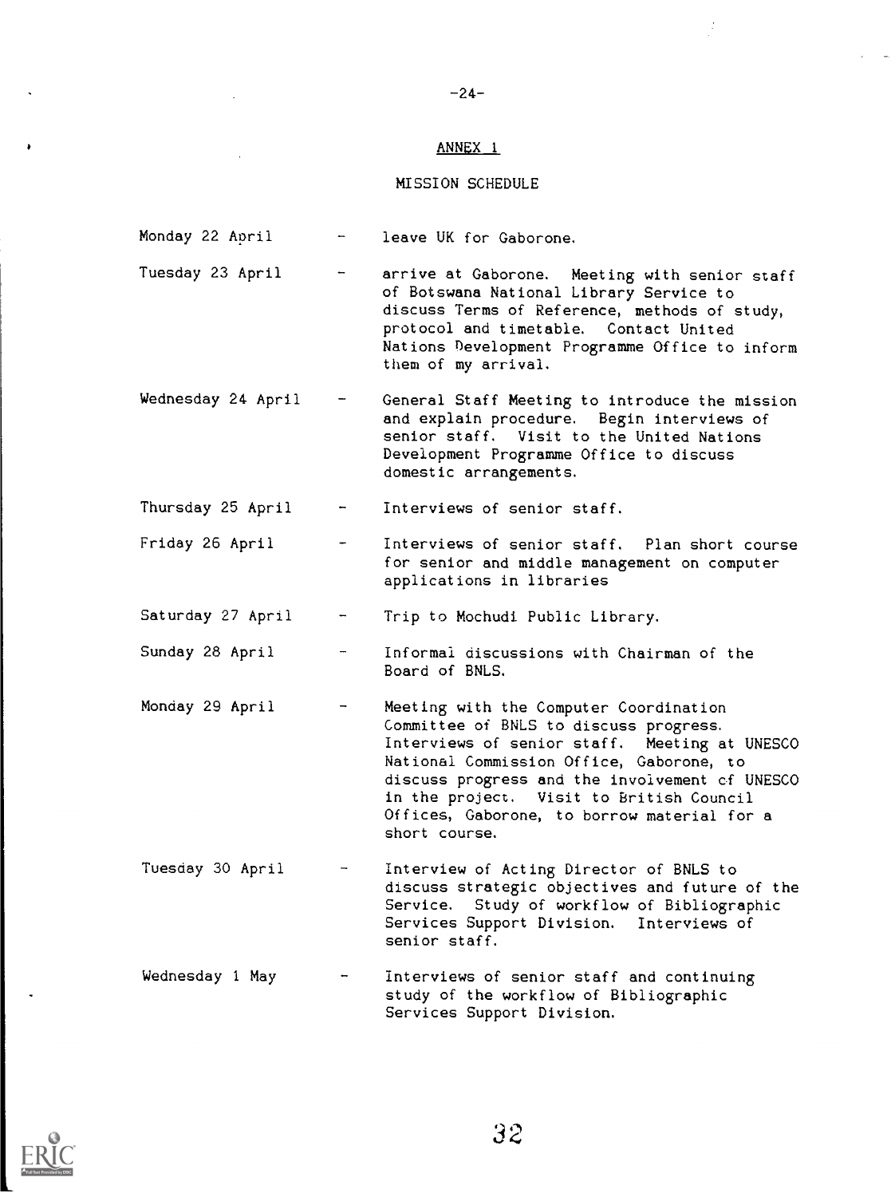## ANNEX 1

### MISSION SCHEDULE

| | | |
|---|---|---|
| Monday 22 April | - | leave UK for Gaborone. |
| Tuesday 23 April | - | arrive at Gaborone. Meeting with senior staff of Botswana National Library Service to discuss Terms of Reference, methods of study, protocol and timetable. Contact United Nations Development Programme Office to inform them of my arrival. |
| Wednesday 24 April | - | General Staff Meeting to introduce the mission and explain procedure. Begin interviews of senior staff. Visit to the United Nations Development Programme Office to discuss domestic arrangements. |
| Thursday 25 April | - | Interviews of senior staff. |
| Friday 26 April | - | Interviews of senior staff. Plan short course for senior and middle management on computer applications in libraries |
| Saturday 27 April | - | Trip to Mochudi Public Library. |
| Sunday 28 April | - | Informal discussions with Chairman of the Board of BNLS. |
| Monday 29 April | - | Meeting with the Computer Coordination Committee of BNLS to discuss progress. Interviews of senior staff. Meeting at UNESCO National Commission Office, Gaborone, to discuss progress and the involvement of UNESCO in the project. Visit to British Council Offices, Gaborone, to borrow material for a short course. |
| Tuesday 30 April | - | Interview of Acting Director of BNLS to discuss strategic objectives and future of the Service. Study of workflow of Bibliographic Services Support Division. Interviews of senior staff. |
| Wednesday 1 May | - | Interviews of senior staff and continuing study of the workflow of Bibliographic Services Support Division. |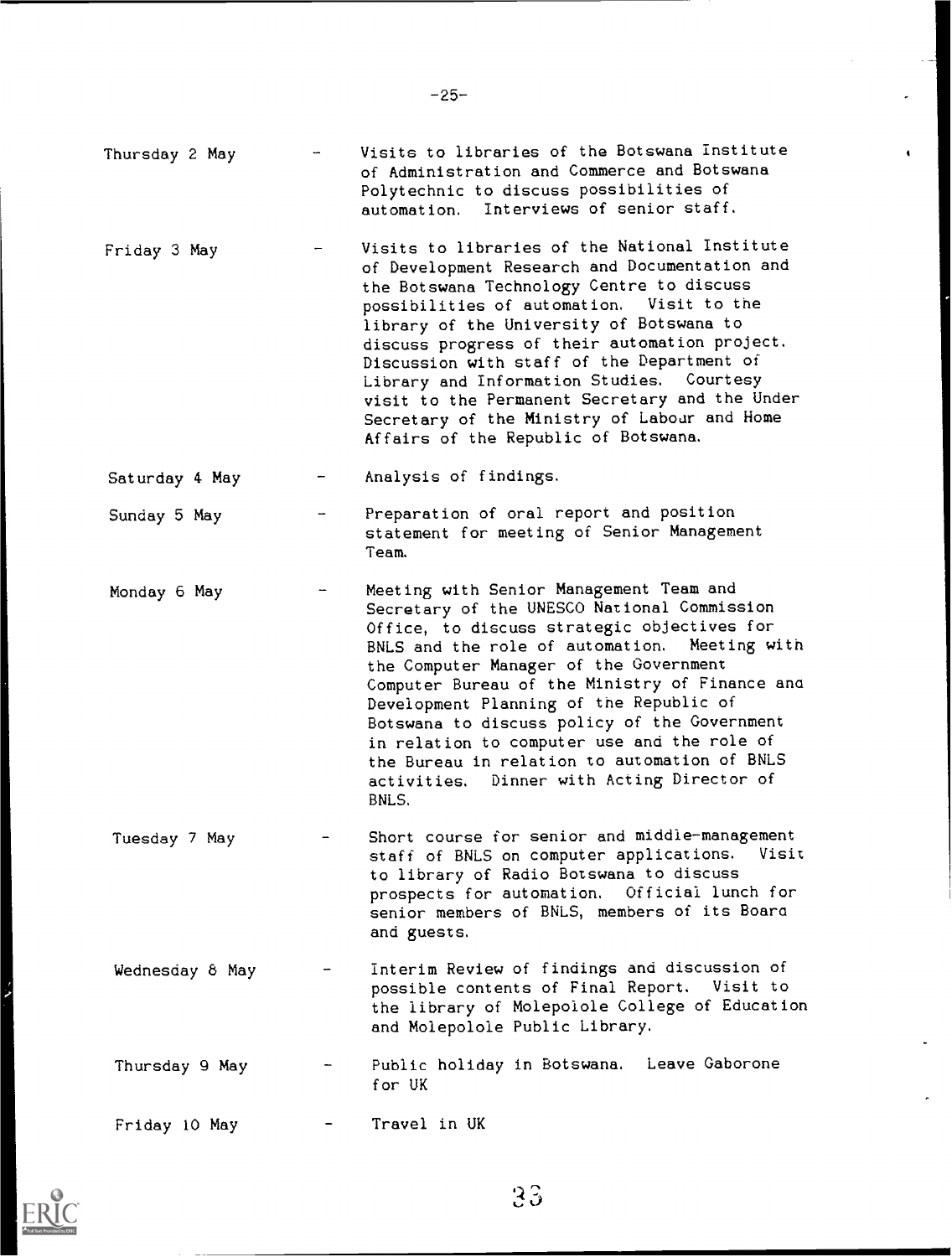Thursday 2 May - Visits to libraries of the Botswana Institute of Administration and Commerce and Botswana Polytechnic to discuss possibilities of automation. Interviews of senior staff.

Friday 3 May - Visits to libraries of the National Institute of Development Research and Documentation and the Botswana Technology Centre to discuss possibilities of automation. Visit to the library of the University of Botswana to discuss progress of their automation project. Discussion with staff of the Department of Library and Information Studies. Courtesy visit to the Permanent Secretary and the Under Secretary of the Ministry of Labour and Home Affairs of the Republic of Botswana.

Saturday 4 May - Analysis of findings.

Sunday 5 May - Preparation of oral report and position statement for meeting of Senior Management Team.

Monday 6 May - Meeting with Senior Management Team and Secretary of the UNESCO National Commission Office, to discuss strategic objectives for BNLS and the role of automation. Meeting with the Computer Manager of the Government Computer Bureau of the Ministry of Finance and Development Planning of the Republic of Botswana to discuss policy of the Government in relation to computer use and the role of the Bureau in relation to automation of BNLS activities. Dinner with Acting Director of BNLS.

Tuesday 7 May - Short course for senior and middle-management staff of BNLS on computer applications. Visit to library of Radio Botswana to discuss prospects for automation. Official lunch for senior members of BNLS, members of its Board and guests.

Wednesday 8 May - Interim Review of findings and discussion of possible contents of Final Report. Visit to the library of Molepolole College of Education and Molepolole Public Library.

Thursday 9 May - Public holiday in Botswana. Leave Gaborone for UK

Friday 10 May - Travel in UK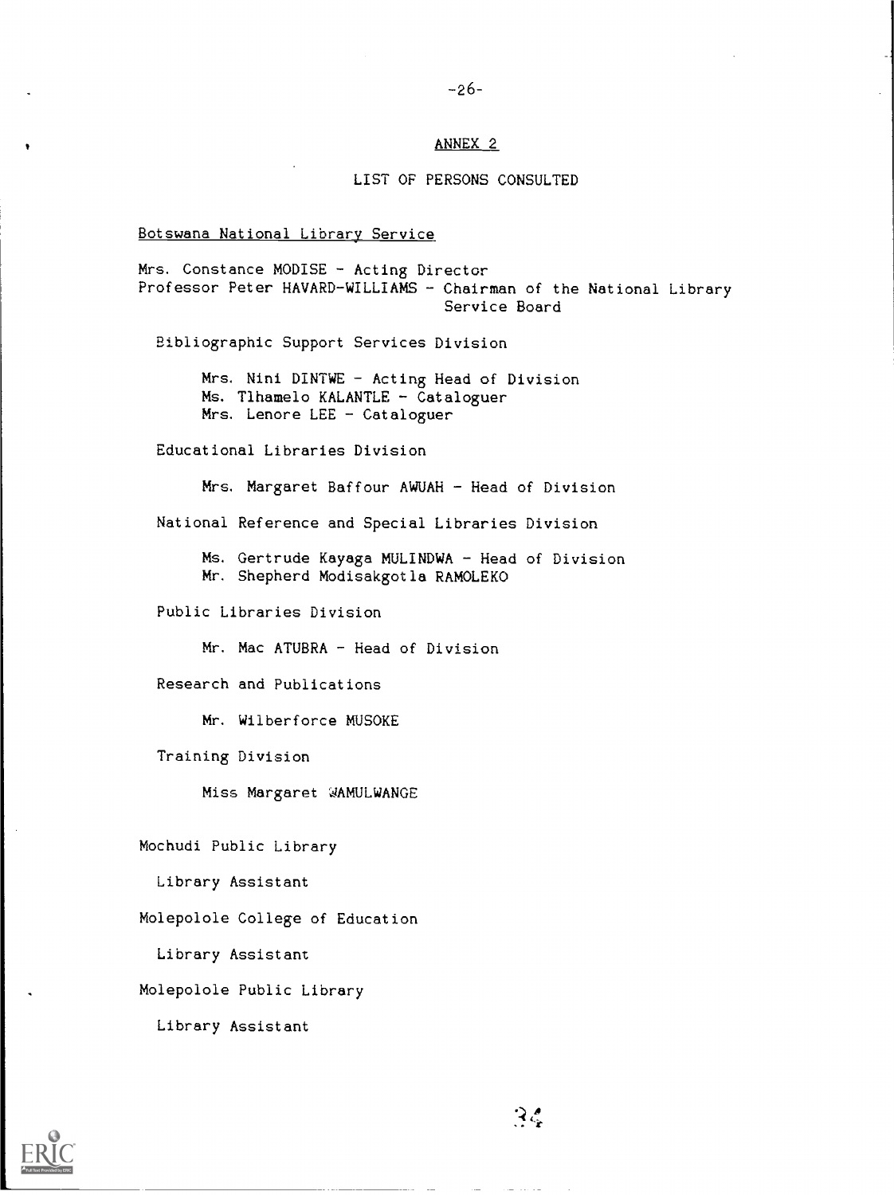## ANNEX 2

### LIST OF PERSONS CONSULTED

Botswana National Library Service

Mrs. Constance MODISE - Acting Director
Professor Peter HAVARD-WILLIAMS - Chairman of the National Library Service Board

Bibliographic Support Services Division

Mrs. Nini DINTWE - Acting Head of Division
Ms. Tlhamelo KALANTLE - Cataloguer
Mrs. Lenore LEE - Cataloguer

Educational Libraries Division

Mrs. Margaret Baffour AWUAH - Head of Division

National Reference and Special Libraries Division

Ms. Gertrude Kayaga MULINDWA - Head of Division
Mr. Shepherd Modisakgotla RAMOLEKO

Public Libraries Division

Mr. Mac ATUBRA - Head of Division

Research and Publications

Mr. Wilberforce MUSOKE

Training Division

Miss Margaret WAMULWANGE

Mochudi Public Library

Library Assistant

Molepolole College of Education

Library Assistant

Molepolole Public Library

Library Assistant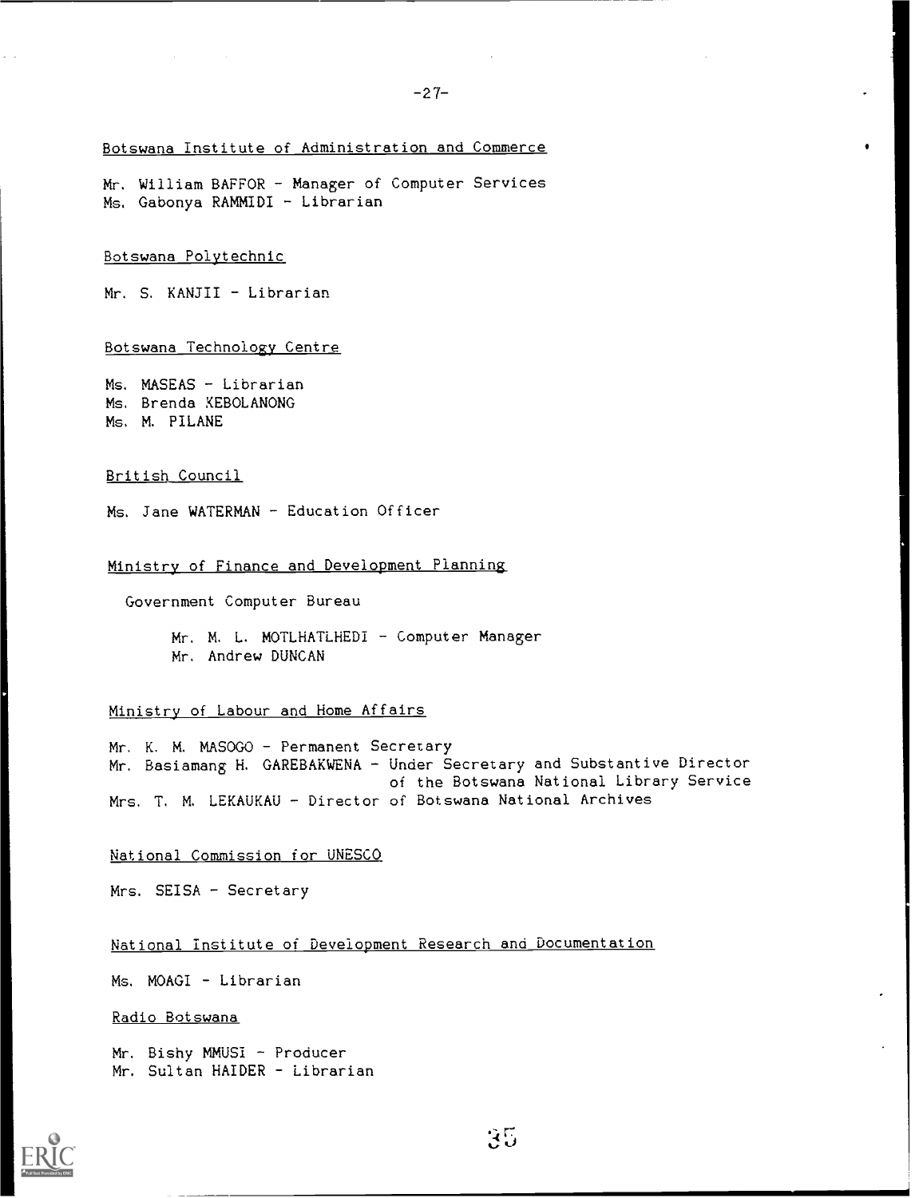Botswana Institute of Administration and Commerce

Mr. William BAFFOR - Manager of Computer Services
Ms. Gabonya RAMMIDI - Librarian

Botswana Polytechnic

Mr. S. KANJII - Librarian

Botswana Technology Centre

Ms. MASEAS - Librarian
Ms. Brenda KEBOLANONG
Ms. M. PILANE

British Council

Ms. Jane WATERMAN - Education Officer

Ministry of Finance and Development Planning

Government Computer Bureau

Mr. M. L. MOTLHATLHEDI - Computer Manager
Mr. Andrew DUNCAN

Ministry of Labour and Home Affairs

Mr. K. M. MASOGO - Permanent Secretary
Mr. Basiamang H. GAREBAKWENA - Under Secretary and Substantive Director of the Botswana National Library Service
Mrs. T. M. LEKAUKAU - Director of Botswana National Archives

National Commission for UNESCO

Mrs. SEISA - Secretary

National Institute of Development Research and Documentation

Ms. MOAGI - Librarian

Radio Botswana

Mr. Bishy MMUSI - Producer
Mr. Sultan HAIDER - Librarian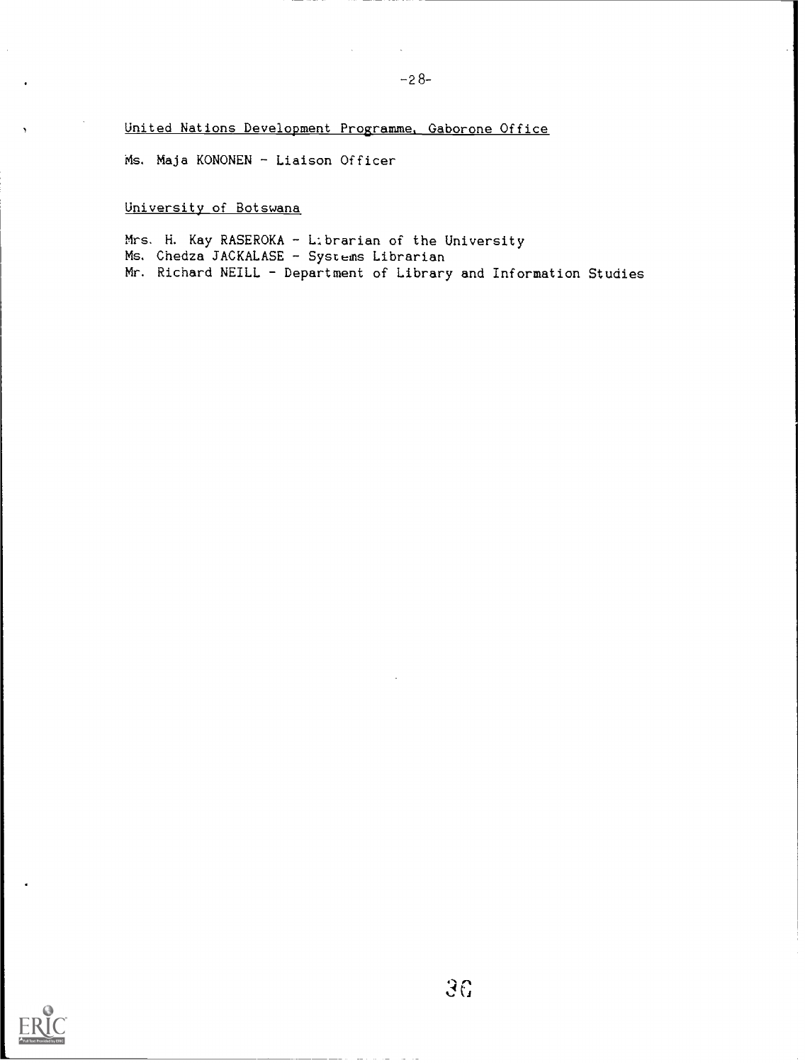United Nations Development Programme, Gaborone Office

Ms. Maja KONONEN - Liaison Officer

University of Botswana

Mrs. H. Kay RASEROKA - Librarian of the University
Ms. Chedza JACKALASE - Systems Librarian
Mr. Richard NEILL - Department of Library and Information Studies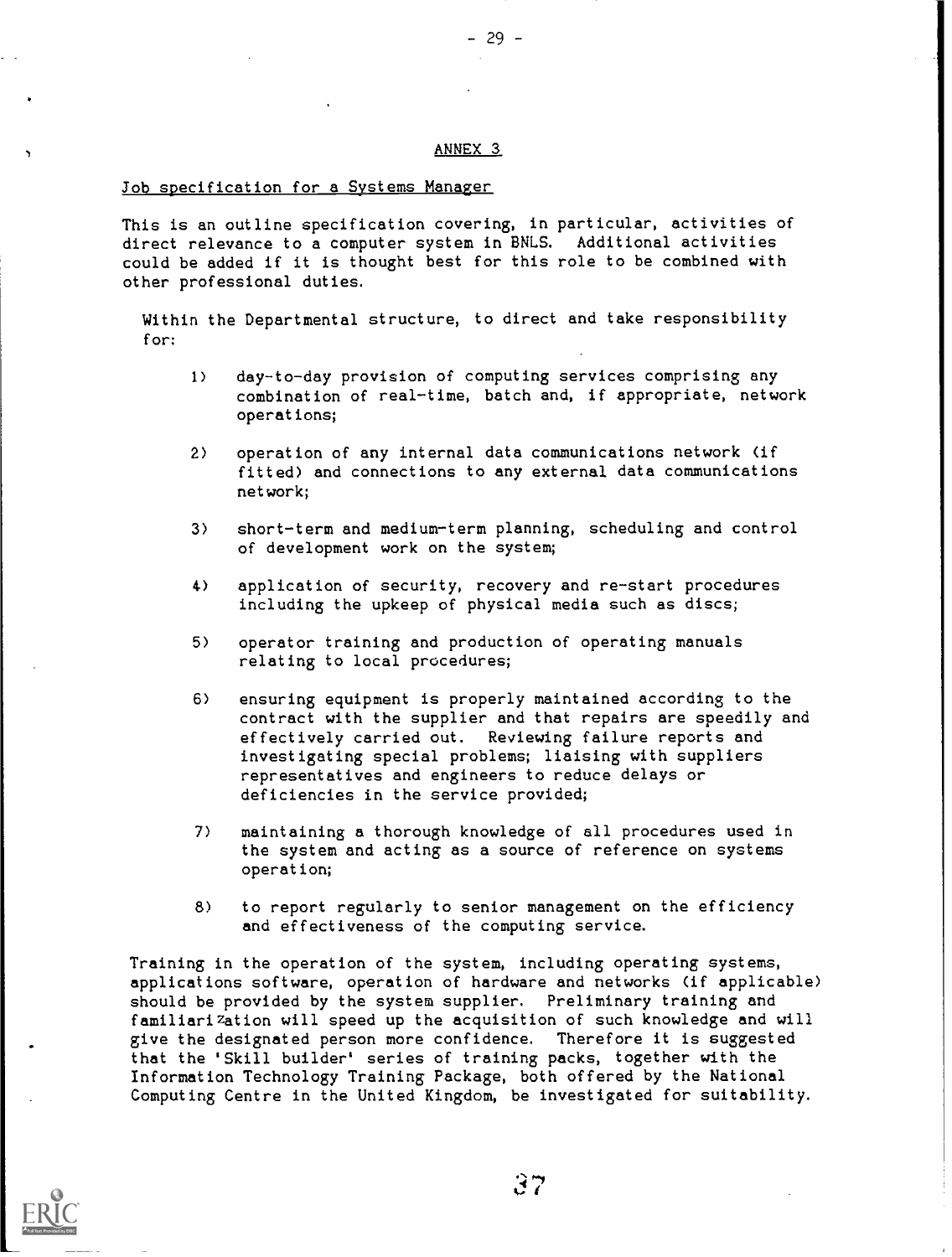## ANNEX 3

### Job specification for a Systems Manager

This is an outline specification covering, in particular, activities of direct relevance to a computer system in BNLS. Additional activities could be added if it is thought best for this role to be combined with other professional duties.

Within the Departmental structure, to direct and take responsibility for:

1) day-to-day provision of computing services comprising any combination of real-time, batch and, if appropriate, network operations;

2) operation of any internal data communications network (if fitted) and connections to any external data communications network;

3) short-term and medium-term planning, scheduling and control of development work on the system;

4) application of security, recovery and re-start procedures including the upkeep of physical media such as discs;

5) operator training and production of operating manuals relating to local procedures;

6) ensuring equipment is properly maintained according to the contract with the supplier and that repairs are speedily and effectively carried out. Reviewing failure reports and investigating special problems; liaising with suppliers representatives and engineers to reduce delays or deficiencies in the service provided;

7) maintaining a thorough knowledge of all procedures used in the system and acting as a source of reference on systems operation;

8) to report regularly to senior management on the efficiency and effectiveness of the computing service.

Training in the operation of the system, including operating systems, applications software, operation of hardware and networks (if applicable) should be provided by the system supplier. Preliminary training and familiarization will speed up the acquisition of such knowledge and will give the designated person more confidence. Therefore it is suggested that the 'Skill builder' series of training packs, together with the Information Technology Training Package, both offered by the National Computing Centre in the United Kingdom, be investigated for suitability.